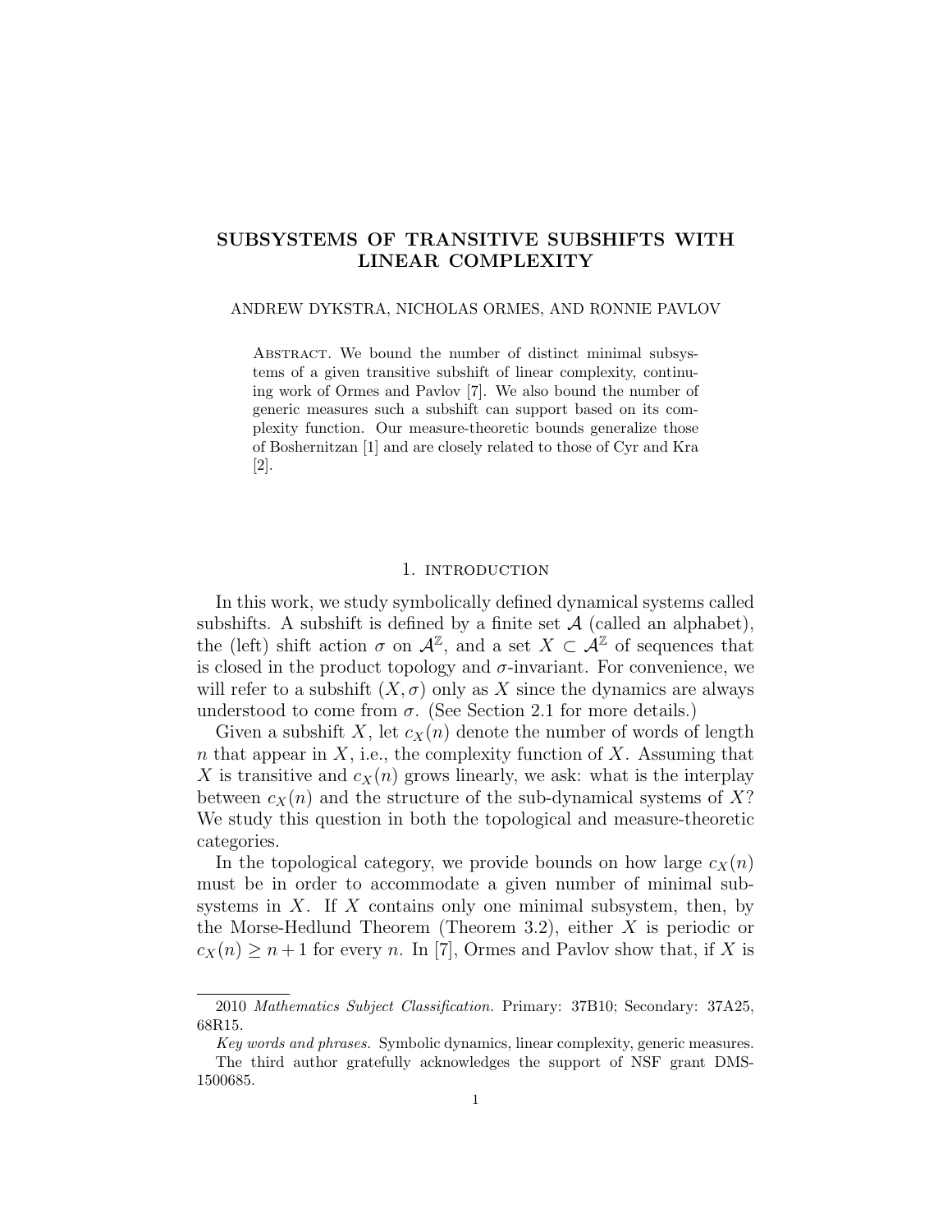# SUBSYSTEMS OF TRANSITIVE SUBSHIFTS WITH LINEAR COMPLEXITY

ANDREW DYKSTRA, NICHOLAS ORMES, AND RONNIE PAVLOV

Abstract. We bound the number of distinct minimal subsystems of a given transitive subshift of linear complexity, continuing work of Ormes and Pavlov [7]. We also bound the number of generic measures such a subshift can support based on its complexity function. Our measure-theoretic bounds generalize those of Boshernitzan [1] and are closely related to those of Cyr and Kra [2].

## 1. introduction

In this work, we study symbolically defined dynamical systems called subshifts. A subshift is defined by a finite set $\mathcal{A}$ (called an alphabet), the (left) shift action $\sigma$ on $\mathcal{A}^{\mathbb{Z}}$, and a set $X \subset \mathcal{A}^{\mathbb{Z}}$ of sequences that is closed in the product topology and $\sigma$-invariant. For convenience, we will refer to a subshift $(X, \sigma)$ only as $X$ since the dynamics are always understood to come from $\sigma$. (See Section 2.1 for more details.)

Given a subshift $X$, let $c_X(n)$ denote the number of words of length $n$ that appear in $X$, i.e., the complexity function of $X$. Assuming that $X$ is transitive and $c_X(n)$ grows linearly, we ask: what is the interplay between $c_X(n)$ and the structure of the sub-dynamical systems of $X$? We study this question in both the topological and measure-theoretic categories.

In the topological category, we provide bounds on how large $c_X(n)$ must be in order to accommodate a given number of minimal subsystems in $X$. If $X$ contains only one minimal subsystem, then, by the Morse-Hedlund Theorem (Theorem 3.2), either $X$ is periodic or $c_X(n) \geq n + 1$ for every $n$. In [7], Ormes and Pavlov show that, if $X$ is

---

2010 *Mathematics Subject Classification.* Primary: 37B10; Secondary: 37A25, 68R15.

*Key words and phrases.* Symbolic dynamics, linear complexity, generic measures.

The third author gratefully acknowledges the support of NSF grant DMS-1500685.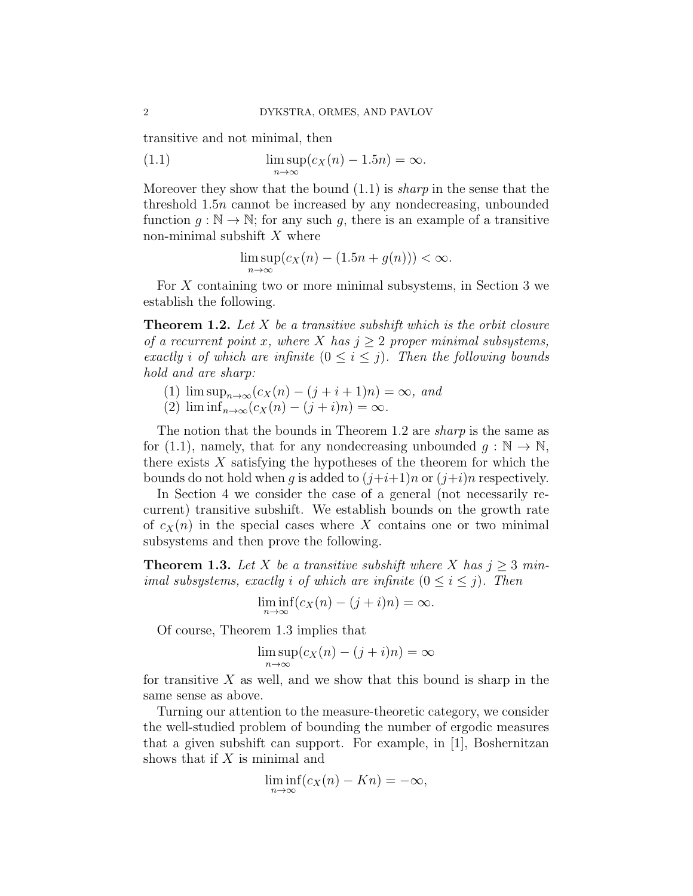transitive and not minimal, then

$$\limsup_{n\to\infty}(c_X(n) - 1.5n) = \infty. \tag{1.1}$$

Moreover they show that the bound (1.1) is *sharp* in the sense that the threshold $1.5n$ cannot be increased by any nondecreasing, unbounded function $g : \mathbb{N} \to \mathbb{N}$; for any such $g$, there is an example of a transitive non-minimal subshift $X$ where

$$\limsup_{n\to\infty}(c_X(n) - (1.5n + g(n))) < \infty.$$

For $X$ containing two or more minimal subsystems, in Section 3 we establish the following.

**Theorem 1.2.** *Let $X$ be a transitive subshift which is the orbit closure of a recurrent point $x$, where $X$ has $j \geq 2$ proper minimal subsystems, exactly $i$ of which are infinite ($0 \leq i \leq j$). Then the following bounds hold and are sharp:*

1. $\limsup_{n\to\infty}(c_X(n) - (j + i + 1)n) = \infty$*, and*
2. $\liminf_{n\to\infty}(c_X(n) - (j + i)n) = \infty$*.*

The notion that the bounds in Theorem 1.2 are *sharp* is the same as for (1.1), namely, that for any nondecreasing unbounded $g : \mathbb{N} \to \mathbb{N}$, there exists $X$ satisfying the hypotheses of the theorem for which the bounds do not hold when $g$ is added to $(j+i+1)n$ or $(j+i)n$ respectively.

In Section 4 we consider the case of a general (not necessarily recurrent) transitive subshift. We establish bounds on the growth rate of $c_X(n)$ in the special cases where $X$ contains one or two minimal subsystems and then prove the following.

**Theorem 1.3.** *Let $X$ be a transitive subshift where $X$ has $j \geq 3$ minimal subsystems, exactly $i$ of which are infinite ($0 \leq i \leq j$). Then*

$$\liminf_{n\to\infty}(c_X(n) - (j + i)n) = \infty.$$

Of course, Theorem 1.3 implies that

$$\limsup_{n\to\infty}(c_X(n) - (j + i)n) = \infty$$

for transitive $X$ as well, and we show that this bound is sharp in the same sense as above.

Turning our attention to the measure-theoretic category, we consider the well-studied problem of bounding the number of ergodic measures that a given subshift can support. For example, in [1], Boshernitzan shows that if $X$ is minimal and

$$\liminf_{n\to\infty}(c_X(n) - Kn) = -\infty,$$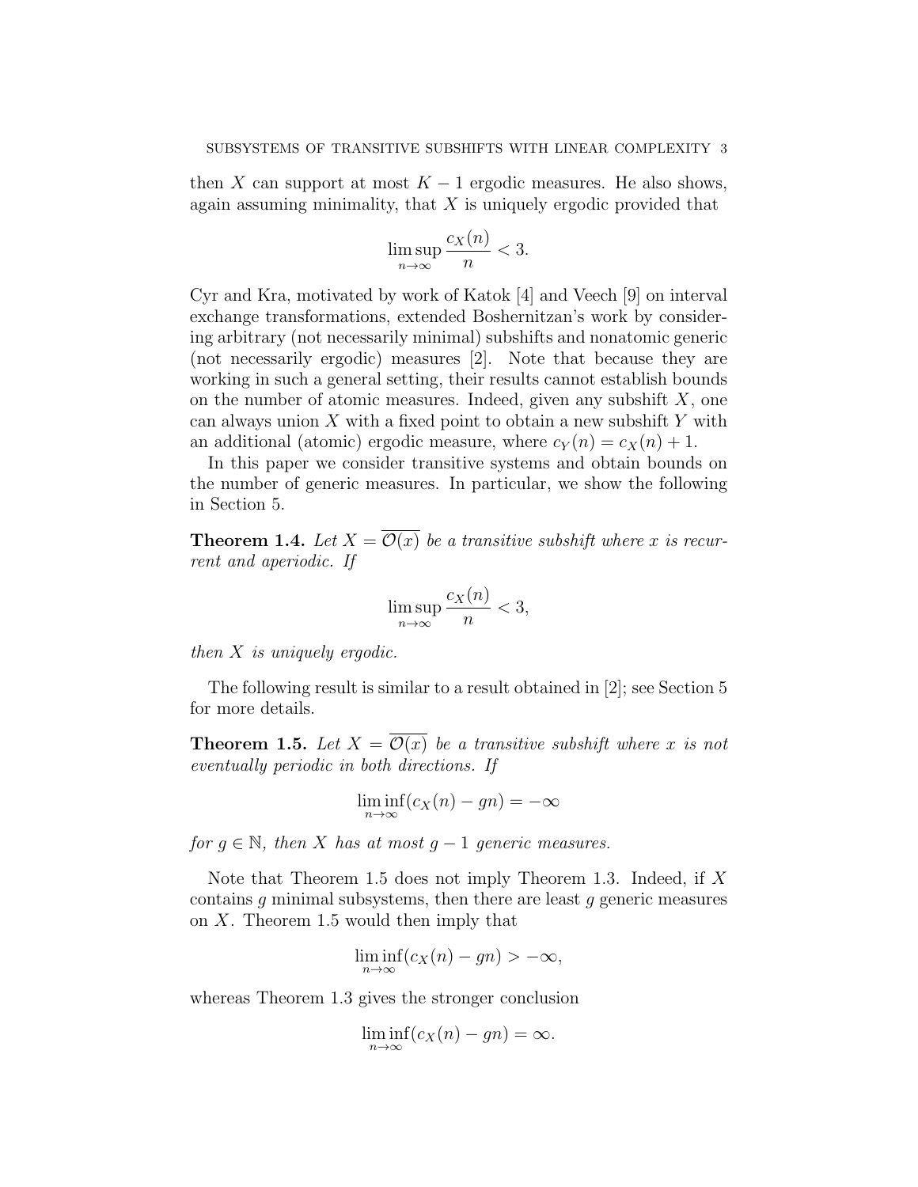then $X$ can support at most $K - 1$ ergodic measures. He also shows, again assuming minimality, that $X$ is uniquely ergodic provided that

$$\limsup_{n\to\infty} \frac{c_X(n)}{n} < 3.$$

Cyr and Kra, motivated by work of Katok [4] and Veech [9] on interval exchange transformations, extended Boshernitzan's work by considering arbitrary (not necessarily minimal) subshifts and nonatomic generic (not necessarily ergodic) measures [2]. Note that because they are working in such a general setting, their results cannot establish bounds on the number of atomic measures. Indeed, given any subshift $X$, one can always union $X$ with a fixed point to obtain a new subshift $Y$ with an additional (atomic) ergodic measure, where $c_Y(n) = c_X(n) + 1$.

In this paper we consider transitive systems and obtain bounds on the number of generic measures. In particular, we show the following in Section 5.

**Theorem 1.4.** *Let $X = \overline{\mathcal{O}(x)}$ be a transitive subshift where $x$ is recurrent and aperiodic. If*

$$\limsup_{n\to\infty} \frac{c_X(n)}{n} < 3,$$

*then $X$ is uniquely ergodic.*

The following result is similar to a result obtained in [2]; see Section 5 for more details.

**Theorem 1.5.** *Let $X = \overline{\mathcal{O}(x)}$ be a transitive subshift where $x$ is not eventually periodic in both directions. If*

$$\liminf_{n\to\infty} (c_X(n) - gn) = -\infty$$

*for $g \in \mathbb{N}$, then $X$ has at most $g - 1$ generic measures.*

Note that Theorem 1.5 does not imply Theorem 1.3. Indeed, if $X$ contains $g$ minimal subsystems, then there are least $g$ generic measures on $X$. Theorem 1.5 would then imply that

$$\liminf_{n\to\infty} (c_X(n) - gn) > -\infty,$$

whereas Theorem 1.3 gives the stronger conclusion

$$\liminf_{n\to\infty} (c_X(n) - gn) = \infty.$$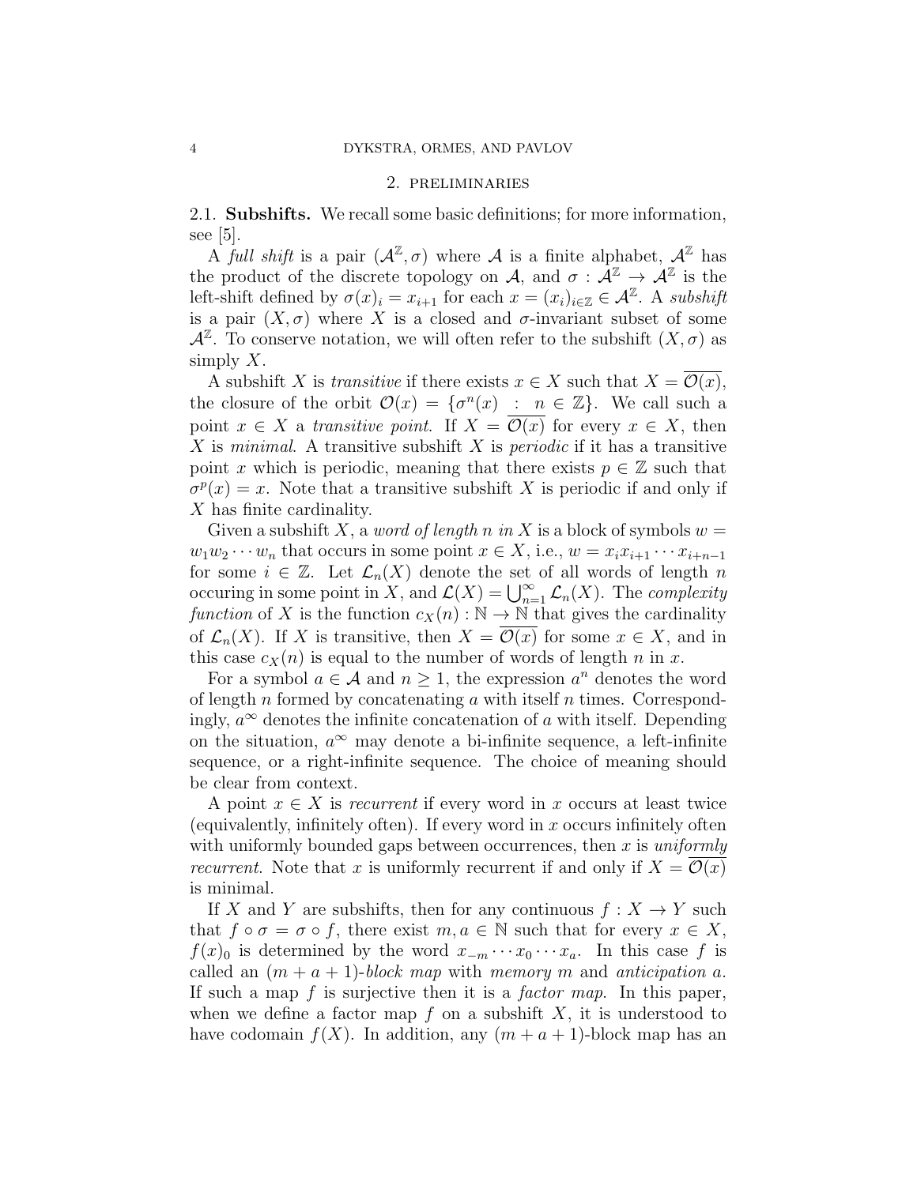## 2. Preliminaries

### 2.1. Subshifts.

We recall some basic definitions; for more information, see [5].

A *full shift* is a pair $(\mathcal{A}^{\mathbb{Z}}, \sigma)$ where $\mathcal{A}$ is a finite alphabet, $\mathcal{A}^{\mathbb{Z}}$ has the product of the discrete topology on $\mathcal{A}$, and $\sigma : \mathcal{A}^{\mathbb{Z}} \to \mathcal{A}^{\mathbb{Z}}$ is the left-shift defined by $\sigma(x)_i = x_{i+1}$ for each $x = (x_i)_{i \in \mathbb{Z}} \in \mathcal{A}^{\mathbb{Z}}$. A *subshift* is a pair $(X, \sigma)$ where $X$ is a closed and $\sigma$-invariant subset of some $\mathcal{A}^{\mathbb{Z}}$. To conserve notation, we will often refer to the subshift $(X, \sigma)$ as simply $X$.

A subshift $X$ is *transitive* if there exists $x \in X$ such that $X = \overline{\mathcal{O}(x)}$, the closure of the orbit $\mathcal{O}(x) = \{\sigma^n(x) \ : \ n \in \mathbb{Z}\}$. We call such a point $x \in X$ a *transitive point*. If $X = \overline{\mathcal{O}(x)}$ for every $x \in X$, then $X$ is *minimal*. A transitive subshift $X$ is *periodic* if it has a transitive point $x$ which is periodic, meaning that there exists $p \in \mathbb{Z}$ such that $\sigma^p(x) = x$. Note that a transitive subshift $X$ is periodic if and only if $X$ has finite cardinality.

Given a subshift $X$, a *word of length $n$ in $X$* is a block of symbols $w = w_1 w_2 \cdots w_n$ that occurs in some point $x \in X$, i.e., $w = x_i x_{i+1} \cdots x_{i+n-1}$ for some $i \in \mathbb{Z}$. Let $\mathcal{L}_n(X)$ denote the set of all words of length $n$ occuring in some point in $X$, and $\mathcal{L}(X) = \bigcup_{n=1}^{\infty} \mathcal{L}_n(X)$. The *complexity function* of $X$ is the function $c_X(n) : \mathbb{N} \to \mathbb{N}$ that gives the cardinality of $\mathcal{L}_n(X)$. If $X$ is transitive, then $X = \overline{\mathcal{O}(x)}$ for some $x \in X$, and in this case $c_X(n)$ is equal to the number of words of length $n$ in $x$.

For a symbol $a \in \mathcal{A}$ and $n \geq 1$, the expression $a^n$ denotes the word of length $n$ formed by concatenating $a$ with itself $n$ times. Correspondingly, $a^\infty$ denotes the infinite concatenation of $a$ with itself. Depending on the situation, $a^\infty$ may denote a bi-infinite sequence, a left-infinite sequence, or a right-infinite sequence. The choice of meaning should be clear from context.

A point $x \in X$ is *recurrent* if every word in $x$ occurs at least twice (equivalently, infinitely often). If every word in $x$ occurs infinitely often with uniformly bounded gaps between occurrences, then $x$ is *uniformly recurrent*. Note that $x$ is uniformly recurrent if and only if $X = \overline{\mathcal{O}(x)}$ is minimal.

If $X$ and $Y$ are subshifts, then for any continuous $f : X \to Y$ such that $f \circ \sigma = \sigma \circ f$, there exist $m, a \in \mathbb{N}$ such that for every $x \in X$, $f(x)_0$ is determined by the word $x_{-m} \cdots x_0 \cdots x_a$. In this case $f$ is called an $(m + a + 1)$-*block map* with *memory* $m$ and *anticipation* $a$. If such a map $f$ is surjective then it is a *factor map*. In this paper, when we define a factor map $f$ on a subshift $X$, it is understood to have codomain $f(X)$. In addition, any $(m + a + 1)$-block map has an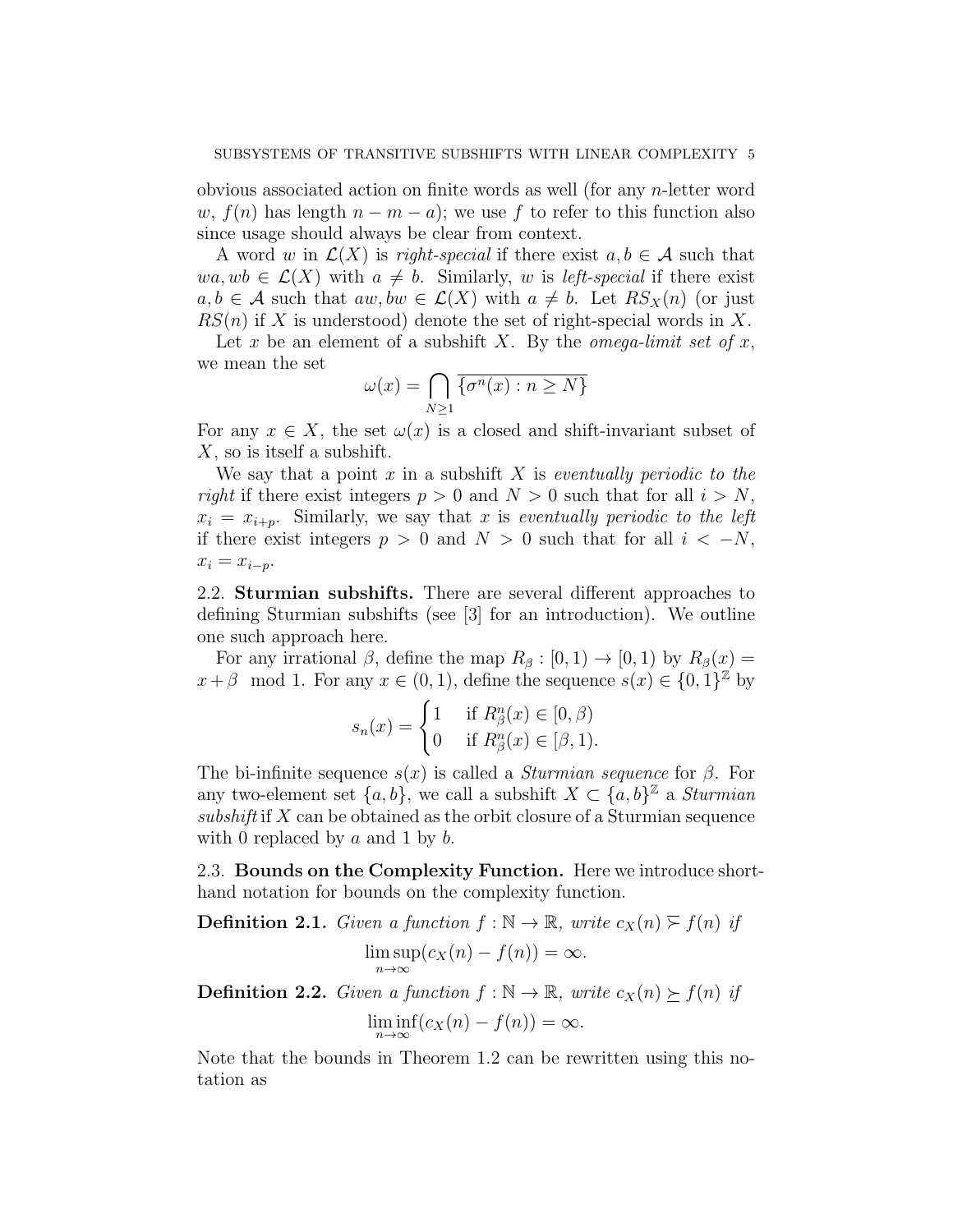obvious associated action on finite words as well (for any $n$-letter word $w$, $f(n)$ has length $n - m - a$); we use $f$ to refer to this function also since usage should always be clear from context.

A word $w$ in $\mathcal{L}(X)$ is *right-special* if there exist $a, b \in \mathcal{A}$ such that $wa, wb \in \mathcal{L}(X)$ with $a \neq b$. Similarly, $w$ is *left-special* if there exist $a, b \in \mathcal{A}$ such that $aw, bw \in \mathcal{L}(X)$ with $a \neq b$. Let $RS_X(n)$ (or just $RS(n)$ if $X$ is understood) denote the set of right-special words in $X$.

Let $x$ be an element of a subshift $X$. By the *omega-limit set of* $x$, we mean the set

$$\omega(x) = \bigcap_{N \geq 1} \overline{\{\sigma^n(x) : n \geq N\}}$$

For any $x \in X$, the set $\omega(x)$ is a closed and shift-invariant subset of $X$, so is itself a subshift.

We say that a point $x$ in a subshift $X$ is *eventually periodic to the right* if there exist integers $p > 0$ and $N > 0$ such that for all $i > N$, $x_i = x_{i+p}$. Similarly, we say that $x$ is *eventually periodic to the left* if there exist integers $p > 0$ and $N > 0$ such that for all $i < -N$, $x_i = x_{i-p}$.

2.2. **Sturmian subshifts.** There are several different approaches to defining Sturmian subshifts (see [3] for an introduction). We outline one such approach here.

For any irrational $\beta$, define the map $R_\beta : [0, 1) \to [0, 1)$ by $R_\beta(x) = x + \beta \mod 1$. For any $x \in (0, 1)$, define the sequence $s(x) \in \{0, 1\}^{\mathbb{Z}}$ by

$$s_n(x) = \begin{cases} 1 & \text{if } R^n_\beta(x) \in [0, \beta) \\ 0 & \text{if } R^n_\beta(x) \in [\beta, 1). \end{cases}$$

The bi-infinite sequence $s(x)$ is called a *Sturmian sequence* for $\beta$. For any two-element set $\{a, b\}$, we call a subshift $X \subset \{a, b\}^{\mathbb{Z}}$ a *Sturmian subshift* if $X$ can be obtained as the orbit closure of a Sturmian sequence with 0 replaced by $a$ and 1 by $b$.

2.3. **Bounds on the Complexity Function.** Here we introduce shorthand notation for bounds on the complexity function.

**Definition 2.1.** *Given a function $f : \mathbb{N} \to \mathbb{R}$, write $c_X(n) \overline{\succ} f(n)$ if*

$$\limsup_{n \to \infty} (c_X(n) - f(n)) = \infty.$$

**Definition 2.2.** *Given a function $f : \mathbb{N} \to \mathbb{R}$, write $c_X(n) \succeq f(n)$ if*

$$\liminf_{n \to \infty} (c_X(n) - f(n)) = \infty.$$

Note that the bounds in Theorem 1.2 can be rewritten using this notation as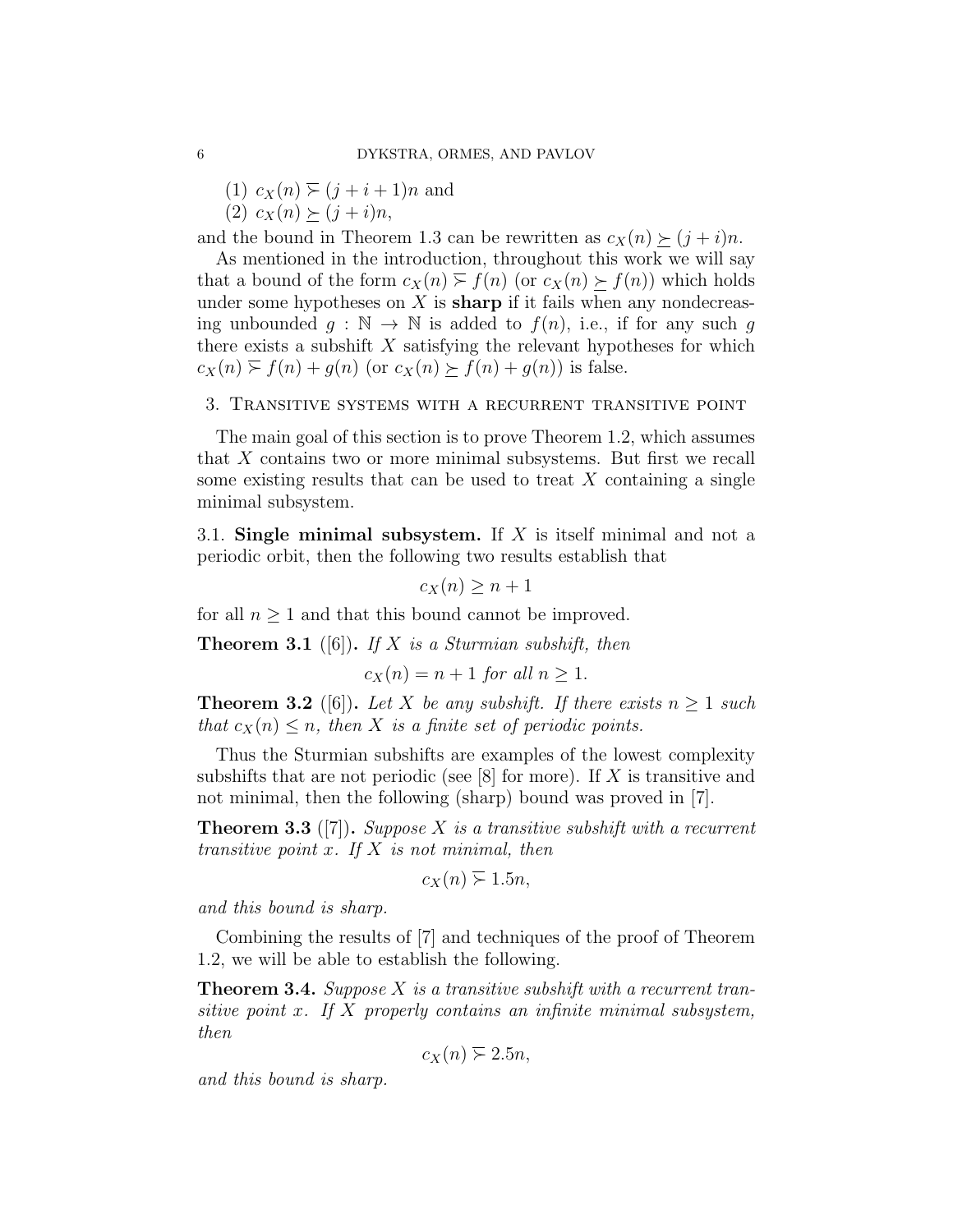(1) $c_X(n) \overline{\succ} (j + i + 1)n$ and
(2) $c_X(n) \succeq (j + i)n$,

and the bound in Theorem 1.3 can be rewritten as $c_X(n) \succeq (j + i)n$.

As mentioned in the introduction, throughout this work we will say that a bound of the form $c_X(n) \overline{\succ} f(n)$ (or $c_X(n) \succeq f(n)$) which holds under some hypotheses on $X$ is **sharp** if it fails when any nondecreasing unbounded $g : \mathbb{N} \to \mathbb{N}$ is added to $f(n)$, i.e., if for any such $g$ there exists a subshift $X$ satisfying the relevant hypotheses for which $c_X(n) \overline{\succ} f(n) + g(n)$ (or $c_X(n) \succeq f(n) + g(n)$) is false.

## 3. Transitive systems with a recurrent transitive point

The main goal of this section is to prove Theorem 1.2, which assumes that $X$ contains two or more minimal subsystems. But first we recall some existing results that can be used to treat $X$ containing a single minimal subsystem.

### 3.1. Single minimal subsystem.

If $X$ is itself minimal and not a periodic orbit, then the following two results establish that

$$c_X(n) \geq n + 1$$

for all $n \geq 1$ and that this bound cannot be improved.

**Theorem 3.1** ([6])**.** *If $X$ is a Sturmian subshift, then*

$$c_X(n) = n + 1 \textit{ for all } n \geq 1.$$

**Theorem 3.2** ([6])**.** *Let $X$ be any subshift. If there exists $n \geq 1$ such that $c_X(n) \leq n$, then $X$ is a finite set of periodic points.*

Thus the Sturmian subshifts are examples of the lowest complexity subshifts that are not periodic (see [8] for more). If $X$ is transitive and not minimal, then the following (sharp) bound was proved in [7].

**Theorem 3.3** ([7])**.** *Suppose $X$ is a transitive subshift with a recurrent transitive point $x$. If $X$ is not minimal, then*

$$c_X(n) \overline{\succ} 1.5n,$$

*and this bound is sharp.*

Combining the results of [7] and techniques of the proof of Theorem 1.2, we will be able to establish the following.

**Theorem 3.4.** *Suppose $X$ is a transitive subshift with a recurrent transitive point $x$. If $X$ properly contains an infinite minimal subsystem, then*

$$c_X(n) \overline{\succ} 2.5n,$$

*and this bound is sharp.*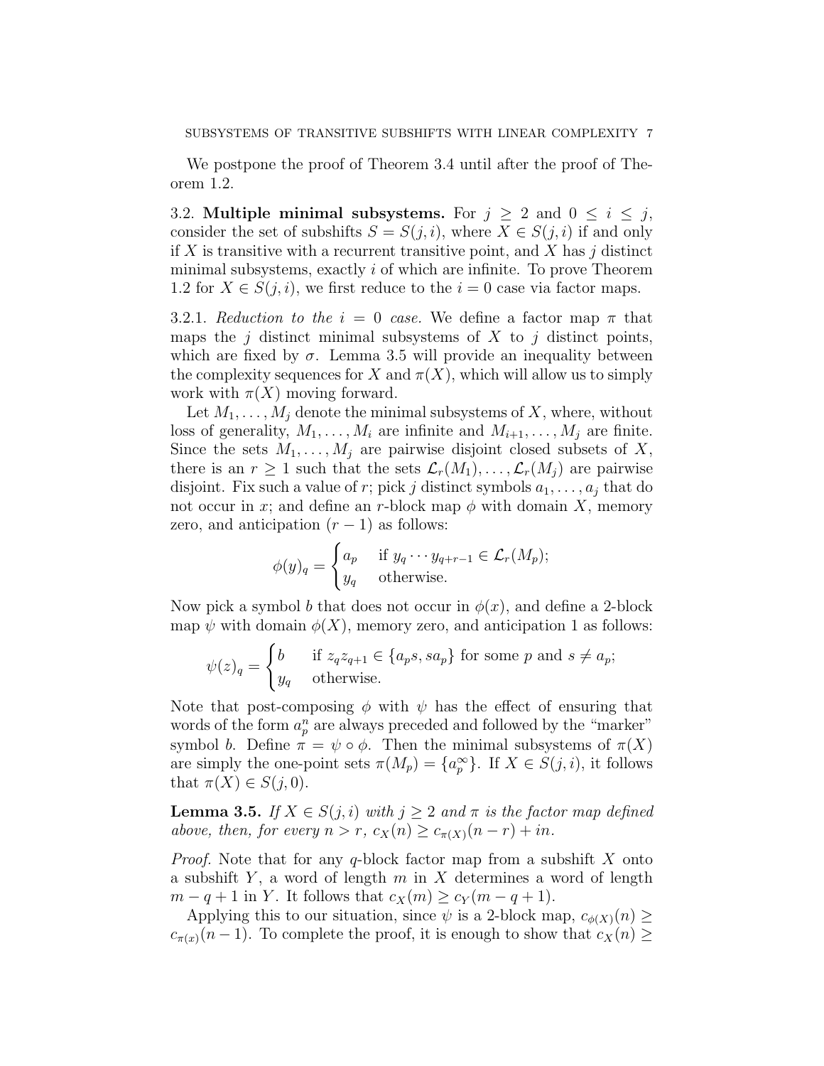We postpone the proof of Theorem 3.4 until after the proof of Theorem 1.2.

### 3.2. **Multiple minimal subsystems.**

For $j \geq 2$ and $0 \leq i \leq j$, consider the set of subshifts $S = S(j,i)$, where $X \in S(j,i)$ if and only if $X$ is transitive with a recurrent transitive point, and $X$ has $j$ distinct minimal subsystems, exactly $i$ of which are infinite. To prove Theorem 1.2 for $X \in S(j,i)$, we first reduce to the $i = 0$ case via factor maps.

3.2.1. *Reduction to the $i = 0$ case.* We define a factor map $\pi$ that maps the $j$ distinct minimal subsystems of $X$ to $j$ distinct points, which are fixed by $\sigma$. Lemma 3.5 will provide an inequality between the complexity sequences for $X$ and $\pi(X)$, which will allow us to simply work with $\pi(X)$ moving forward.

Let $M_1, \ldots, M_j$ denote the minimal subsystems of $X$, where, without loss of generality, $M_1, \ldots, M_i$ are infinite and $M_{i+1}, \ldots, M_j$ are finite. Since the sets $M_1, \ldots, M_j$ are pairwise disjoint closed subsets of $X$, there is an $r \geq 1$ such that the sets $\mathcal{L}_r(M_1), \ldots, \mathcal{L}_r(M_j)$ are pairwise disjoint. Fix such a value of $r$; pick $j$ distinct symbols $a_1, \ldots, a_j$ that do not occur in $x$; and define an $r$-block map $\phi$ with domain $X$, memory zero, and anticipation $(r-1)$ as follows:

$$\phi(y)_q = \begin{cases} a_p & \text{if } y_q \cdots y_{q+r-1} \in \mathcal{L}_r(M_p); \\ y_q & \text{otherwise.} \end{cases}$$

Now pick a symbol $b$ that does not occur in $\phi(x)$, and define a 2-block map $\psi$ with domain $\phi(X)$, memory zero, and anticipation 1 as follows:

$$\psi(z)_q = \begin{cases} b & \text{if } z_q z_{q+1} \in \{a_p s, s a_p\} \text{ for some } p \text{ and } s \neq a_p; \\ y_q & \text{otherwise.} \end{cases}$$

Note that post-composing $\phi$ with $\psi$ has the effect of ensuring that words of the form $a_p^n$ are always preceded and followed by the "marker" symbol $b$. Define $\pi = \psi \circ \phi$. Then the minimal subsystems of $\pi(X)$ are simply the one-point sets $\pi(M_p) = \{a_p^\infty\}$. If $X \in S(j,i)$, it follows that $\pi(X) \in S(j,0)$.

**Lemma 3.5.** *If $X \in S(j,i)$ with $j \geq 2$ and $\pi$ is the factor map defined above, then, for every $n > r$, $c_X(n) \geq c_{\pi(X)}(n-r) + in$.*

*Proof.* Note that for any $q$-block factor map from a subshift $X$ onto a subshift $Y$, a word of length $m$ in $X$ determines a word of length $m - q + 1$ in $Y$. It follows that $c_X(m) \geq c_Y(m - q + 1)$.

Applying this to our situation, since $\psi$ is a 2-block map, $c_{\phi(X)}(n) \geq c_{\pi(x)}(n-1)$. To complete the proof, it is enough to show that $c_X(n) \geq$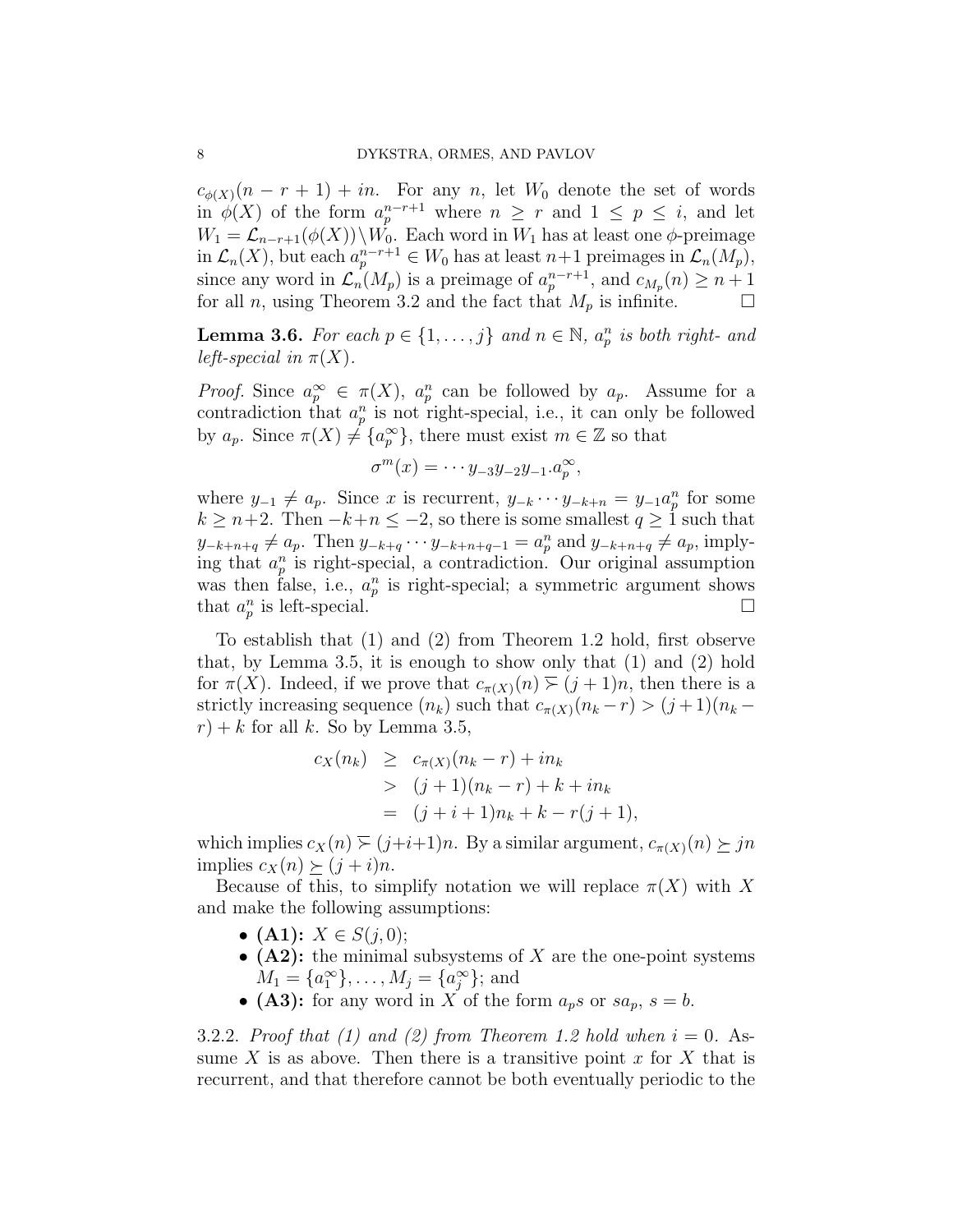$c_{\phi(X)}(n - r + 1) + in$. For any $n$, let $W_0$ denote the set of words in $\phi(X)$ of the form $a_p^{n-r+1}$ where $n \geq r$ and $1 \leq p \leq i$, and let $W_1 = \mathcal{L}_{n-r+1}(\phi(X)) \backslash W_0$. Each word in $W_1$ has at least one $\phi$-preimage in $\mathcal{L}_n(X)$, but each $a_p^{n-r+1} \in W_0$ has at least $n+1$ preimages in $\mathcal{L}_n(M_p)$, since any word in $\mathcal{L}_n(M_p)$ is a preimage of $a_p^{n-r+1}$, and $c_{M_p}(n) \geq n + 1$ for all $n$, using Theorem 3.2 and the fact that $M_p$ is infinite. □

**Lemma 3.6.** *For each $p \in \{1, \ldots, j\}$ and $n \in \mathbb{N}$, $a_p^n$ is both right- and left-special in $\pi(X)$.*

*Proof.* Since $a_p^\infty \in \pi(X)$, $a_p^n$ can be followed by $a_p$. Assume for a contradiction that $a_p^n$ is not right-special, i.e., it can only be followed by $a_p$. Since $\pi(X) \neq \{a_p^\infty\}$, there must exist $m \in \mathbb{Z}$ so that

$$\sigma^m(x) = \cdots y_{-3}y_{-2}y_{-1}.a_p^\infty,$$

where $y_{-1} \neq a_p$. Since $x$ is recurrent, $y_{-k} \cdots y_{-k+n} = y_{-1}a_p^n$ for some $k \geq n+2$. Then $-k+n \leq -2$, so there is some smallest $q \geq 1$ such that $y_{-k+n+q} \neq a_p$. Then $y_{-k+q} \cdots y_{-k+n+q-1} = a_p^n$ and $y_{-k+n+q} \neq a_p$, implying that $a_p^n$ is right-special, a contradiction. Our original assumption was then false, i.e., $a_p^n$ is right-special; a symmetric argument shows that $a_p^n$ is left-special. □

To establish that (1) and (2) from Theorem 1.2 hold, first observe that, by Lemma 3.5, it is enough to show only that (1) and (2) hold for $\pi(X)$. Indeed, if we prove that $c_{\pi(X)}(n) \not\preceq (j+1)n$, then there is a strictly increasing sequence $(n_k)$ such that $c_{\pi(X)}(n_k - r) > (j+1)(n_k - r) + k$ for all $k$. So by Lemma 3.5,

$$\begin{aligned} c_X(n_k) &\geq c_{\pi(X)}(n_k - r) + in_k \\ &> (j+1)(n_k - r) + k + in_k \\ &= (j+i+1)n_k + k - r(j+1), \end{aligned}$$

which implies $c_X(n) \not\preceq (j+i+1)n$. By a similar argument, $c_{\pi(X)}(n) \succeq jn$ implies $c_X(n) \succeq (j+i)n$.

Because of this, to simplify notation we will replace $\pi(X)$ with $X$ and make the following assumptions:

- **(A1):** $X \in S(j, 0)$;
- **(A2):** the minimal subsystems of $X$ are the one-point systems $M_1 = \{a_1^\infty\}, \ldots, M_j = \{a_j^\infty\}$; and
- **(A3):** for any word in $X$ of the form $a_p s$ or $s a_p$, $s = b$.

3.2.2. *Proof that (1) and (2) from Theorem 1.2 hold when $i = 0$.* Assume $X$ is as above. Then there is a transitive point $x$ for $X$ that is recurrent, and that therefore cannot be both eventually periodic to the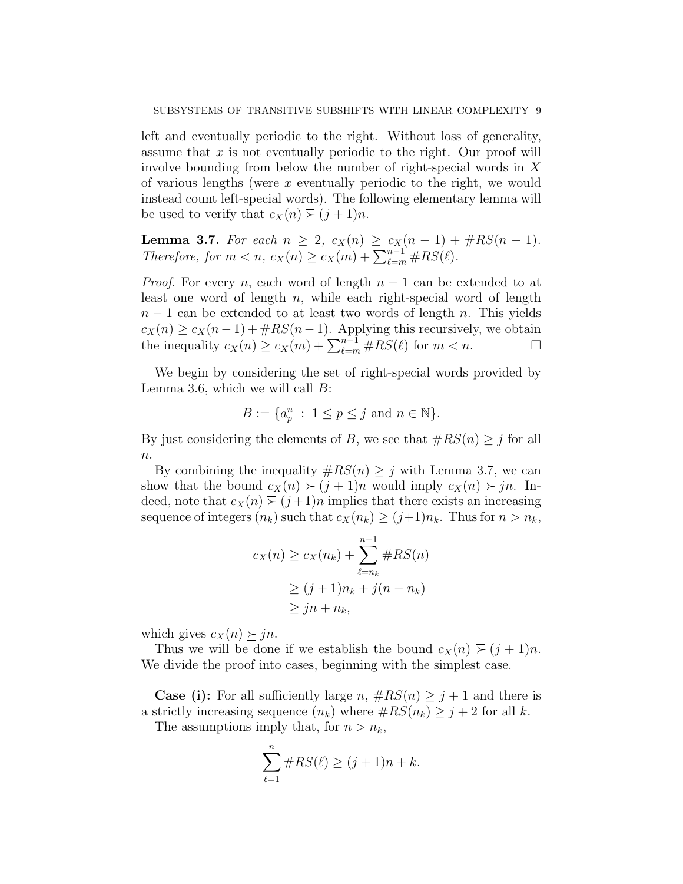left and eventually periodic to the right. Without loss of generality, assume that $x$ is not eventually periodic to the right. Our proof will involve bounding from below the number of right-special words in $X$ of various lengths (were $x$ eventually periodic to the right, we would instead count left-special words). The following elementary lemma will be used to verify that $c_X(n) \overline{\succ} (j+1)n$.

**Lemma 3.7.** *For each $n \geq 2$, $c_X(n) \geq c_X(n-1) + \#RS(n-1)$. Therefore, for $m < n$, $c_X(n) \geq c_X(m) + \sum_{\ell=m}^{n-1} \#RS(\ell)$.*

*Proof.* For every $n$, each word of length $n-1$ can be extended to at least one word of length $n$, while each right-special word of length $n-1$ can be extended to at least two words of length $n$. This yields $c_X(n) \geq c_X(n-1) + \#RS(n-1)$. Applying this recursively, we obtain the inequality $c_X(n) \geq c_X(m) + \sum_{\ell=m}^{n-1} \#RS(\ell)$ for $m < n$. □

We begin by considering the set of right-special words provided by Lemma 3.6, which we will call $B$:

$$B := \{a_p^n \ : \ 1 \leq p \leq j \text{ and } n \in \mathbb{N}\}.$$

By just considering the elements of $B$, we see that $\#RS(n) \geq j$ for all $n$.

By combining the inequality $\#RS(n) \geq j$ with Lemma 3.7, we can show that the bound $c_X(n) \overline{\succ} (j+1)n$ would imply $c_X(n) \overline{\succ} jn$. Indeed, note that $c_X(n) \overline{\succ} (j+1)n$ implies that there exists an increasing sequence of integers $(n_k)$ such that $c_X(n_k) \geq (j+1)n_k$. Thus for $n > n_k$,

$$\begin{aligned} c_X(n) &\geq c_X(n_k) + \sum_{\ell=n_k}^{n-1} \#RS(n) \\ &\geq (j+1)n_k + j(n-n_k) \\ &\geq jn + n_k, \end{aligned}$$

which gives $c_X(n) \succeq jn$.

Thus we will be done if we establish the bound $c_X(n) \overline{\succ} (j+1)n$. We divide the proof into cases, beginning with the simplest case.

**Case (i):** For all sufficiently large $n$, $\#RS(n) \geq j+1$ and there is a strictly increasing sequence $(n_k)$ where $\#RS(n_k) \geq j+2$ for all $k$.

The assumptions imply that, for $n > n_k$,

$$\sum_{\ell=1}^{n} \#RS(\ell) \geq (j+1)n + k.$$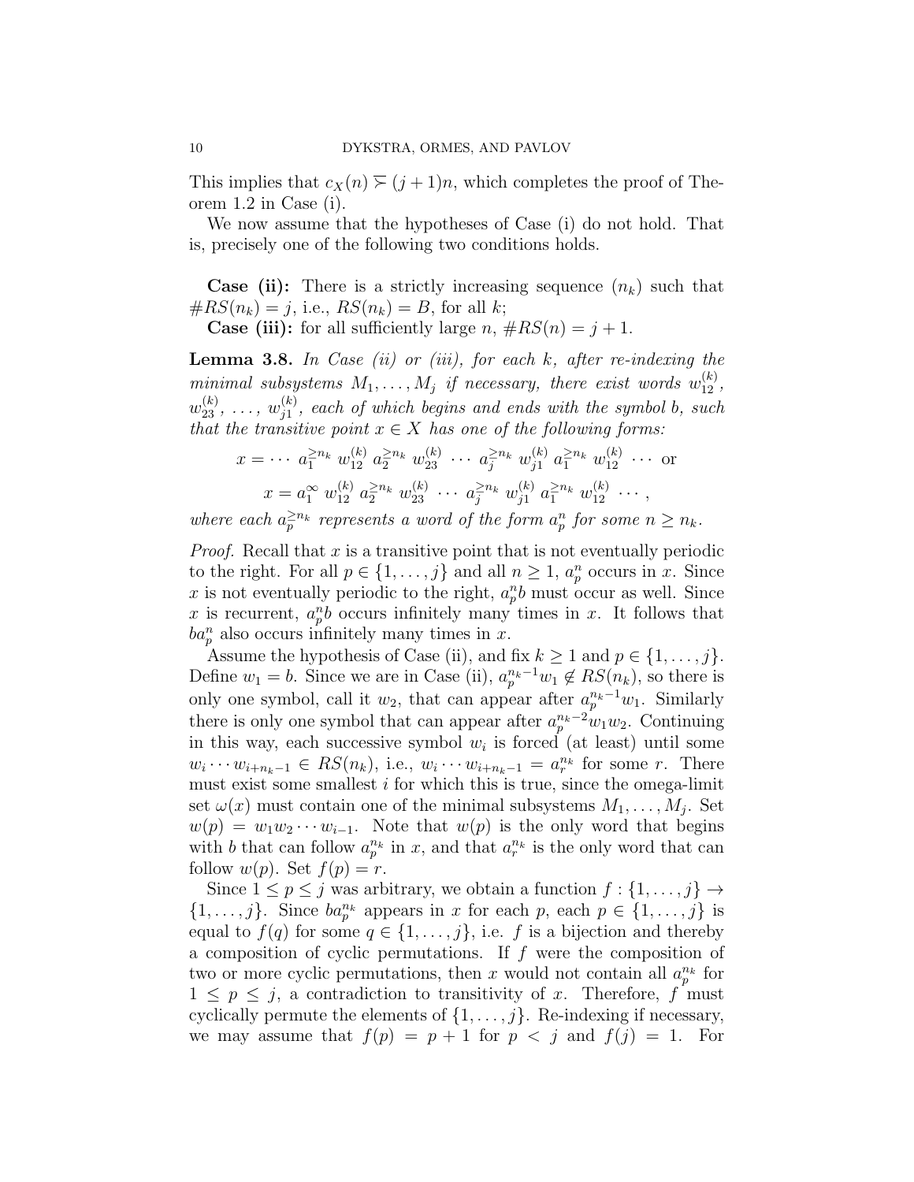This implies that $c_X(n) \not\succ (j+1)n$, which completes the proof of Theorem 1.2 in Case (i).

We now assume that the hypotheses of Case (i) do not hold. That is, precisely one of the following two conditions holds.

**Case (ii):** There is a strictly increasing sequence $(n_k)$ such that $\#RS(n_k) = j$, i.e., $RS(n_k) = B$, for all $k$;

**Case (iii):** for all sufficiently large $n$, $\#RS(n) = j+1$.

**Lemma 3.8.** *In Case (ii) or (iii), for each $k$, after re-indexing the minimal subsystems $M_1, \ldots, M_j$ if necessary, there exist words $w_{12}^{(k)}$, $w_{23}^{(k)}$, $\ldots$, $w_{j1}^{(k)}$, each of which begins and ends with the symbol $b$, such that the transitive point $x \in X$ has one of the following forms:*

$$x = \cdots\ a_1^{\geq n_k}\ w_{12}^{(k)}\ a_2^{\geq n_k}\ w_{23}^{(k)}\ \cdots\ a_j^{\geq n_k}\ w_{j1}^{(k)}\ a_1^{\geq n_k}\ w_{12}^{(k)}\ \cdots \text{ or}$$
$$x = a_1^{\infty}\ w_{12}^{(k)}\ a_2^{\geq n_k}\ w_{23}^{(k)}\ \cdots\ a_j^{\geq n_k}\ w_{j1}^{(k)}\ a_1^{\geq n_k}\ w_{12}^{(k)}\ \cdots,$$

*where each $a_p^{\geq n_k}$ represents a word of the form $a_p^n$ for some $n \geq n_k$.*

*Proof.* Recall that $x$ is a transitive point that is not eventually periodic to the right. For all $p \in \{1, \ldots, j\}$ and all $n \geq 1$, $a_p^n$ occurs in $x$. Since $x$ is not eventually periodic to the right, $a_p^n b$ must occur as well. Since $x$ is recurrent, $a_p^n b$ occurs infinitely many times in $x$. It follows that $b a_p^n$ also occurs infinitely many times in $x$.

Assume the hypothesis of Case (ii), and fix $k \geq 1$ and $p \in \{1, \ldots, j\}$. Define $w_1 = b$. Since we are in Case (ii), $a_p^{n_k-1} w_1 \notin RS(n_k)$, so there is only one symbol, call it $w_2$, that can appear after $a_p^{n_k-1} w_1$. Similarly there is only one symbol that can appear after $a_p^{n_k-2} w_1 w_2$. Continuing in this way, each successive symbol $w_i$ is forced (at least) until some $w_i \cdots w_{i+n_k-1} \in RS(n_k)$, i.e., $w_i \cdots w_{i+n_k-1} = a_r^{n_k}$ for some $r$. There must exist some smallest $i$ for which this is true, since the omega-limit set $\omega(x)$ must contain one of the minimal subsystems $M_1, \ldots, M_j$. Set $w(p) = w_1 w_2 \cdots w_{i-1}$. Note that $w(p)$ is the only word that begins with $b$ that can follow $a_p^{n_k}$ in $x$, and that $a_r^{n_k}$ is the only word that can follow $w(p)$. Set $f(p) = r$.

Since $1 \leq p \leq j$ was arbitrary, we obtain a function $f : \{1, \ldots, j\} \to \{1, \ldots, j\}$. Since $b a_p^{n_k}$ appears in $x$ for each $p$, each $p \in \{1, \ldots, j\}$ is equal to $f(q)$ for some $q \in \{1, \ldots, j\}$, i.e. $f$ is a bijection and thereby a composition of cyclic permutations. If $f$ were the composition of two or more cyclic permutations, then $x$ would not contain all $a_p^{n_k}$ for $1 \leq p \leq j$, a contradiction to transitivity of $x$. Therefore, $f$ must cyclically permute the elements of $\{1, \ldots, j\}$. Re-indexing if necessary, we may assume that $f(p) = p+1$ for $p < j$ and $f(j) = 1$. For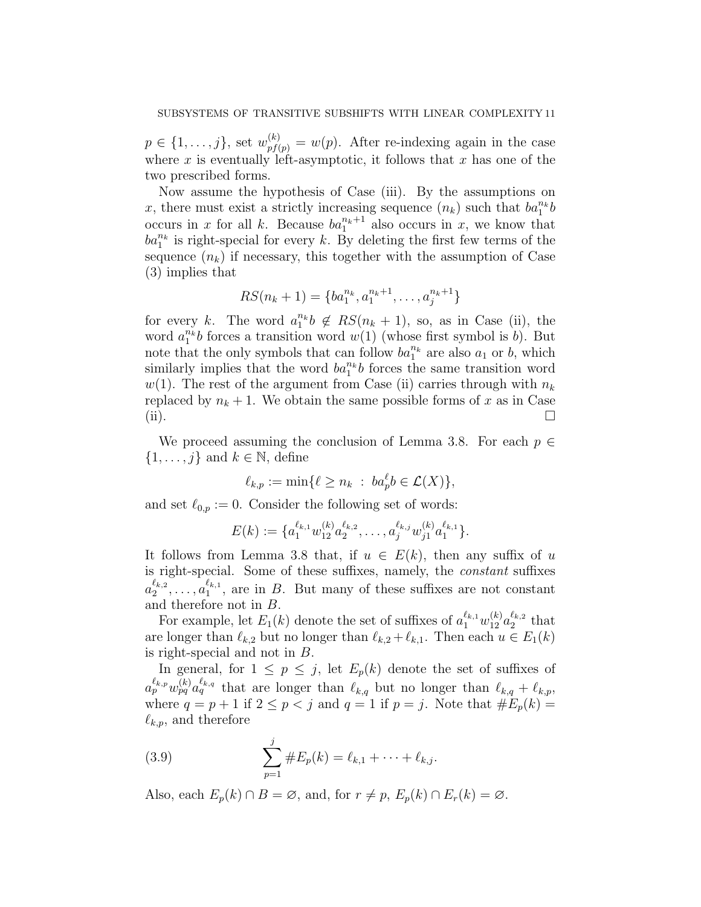$p \in \{1, \ldots, j\}$, set $w^{(k)}_{pf(p)} = w(p)$. After re-indexing again in the case where $x$ is eventually left-asymptotic, it follows that $x$ has one of the two prescribed forms.

Now assume the hypothesis of Case (iii). By the assumptions on $x$, there must exist a strictly increasing sequence $(n_k)$ such that $ba_1^{n_k}b$ occurs in $x$ for all $k$. Because $ba_1^{n_k+1}$ also occurs in $x$, we know that $ba_1^{n_k}$ is right-special for every $k$. By deleting the first few terms of the sequence $(n_k)$ if necessary, this together with the assumption of Case (3) implies that

$$RS(n_k + 1) = \{ba_1^{n_k}, a_1^{n_k+1}, \ldots, a_j^{n_k+1}\}$$

for every $k$. The word $a_1^{n_k}b \notin RS(n_k + 1)$, so, as in Case (ii), the word $a_1^{n_k}b$ forces a transition word $w(1)$ (whose first symbol is $b$). But note that the only symbols that can follow $ba_1^{n_k}$ are also $a_1$ or $b$, which similarly implies that the word $ba_1^{n_k}b$ forces the same transition word $w(1)$. The rest of the argument from Case (ii) carries through with $n_k$ replaced by $n_k + 1$. We obtain the same possible forms of $x$ as in Case (ii). □

We proceed assuming the conclusion of Lemma 3.8. For each $p \in \{1, \ldots, j\}$ and $k \in \mathbb{N}$, define

$$\ell_{k,p} := \min\{\ell \geq n_k \ : \ ba_p^{\ell}b \in \mathcal{L}(X)\},$$

and set $\ell_{0,p} := 0$. Consider the following set of words:

$$E(k) := \{a_1^{\ell_{k,1}} w_{12}^{(k)} a_2^{\ell_{k,2}}, \ldots, a_j^{\ell_{k,j}} w_{j1}^{(k)} a_1^{\ell_{k,1}}\}.$$

It follows from Lemma 3.8 that, if $u \in E(k)$, then any suffix of $u$ is right-special. Some of these suffixes, namely, the *constant* suffixes $a_2^{\ell_{k,2}}, \ldots, a_1^{\ell_{k,1}}$, are in $B$. But many of these suffixes are not constant and therefore not in $B$.

For example, let $E_1(k)$ denote the set of suffixes of $a_1^{\ell_{k,1}} w_{12}^{(k)} a_2^{\ell_{k,2}}$ that are longer than $\ell_{k,2}$ but no longer than $\ell_{k,2} + \ell_{k,1}$. Then each $u \in E_1(k)$ is right-special and not in $B$.

In general, for $1 \leq p \leq j$, let $E_p(k)$ denote the set of suffixes of $a_p^{\ell_{k,p}} w_{pq}^{(k)} a_q^{\ell_{k,q}}$ that are longer than $\ell_{k,q}$ but no longer than $\ell_{k,q} + \ell_{k,p}$, where $q = p + 1$ if $2 \leq p < j$ and $q = 1$ if $p = j$. Note that $\#E_p(k) = \ell_{k,p}$, and therefore

$$\sum_{p=1}^{j} \#E_p(k) = \ell_{k,1} + \cdots + \ell_{k,j}. \tag{3.9}$$

Also, each $E_p(k) \cap B = \varnothing$, and, for $r \neq p$, $E_p(k) \cap E_r(k) = \varnothing$.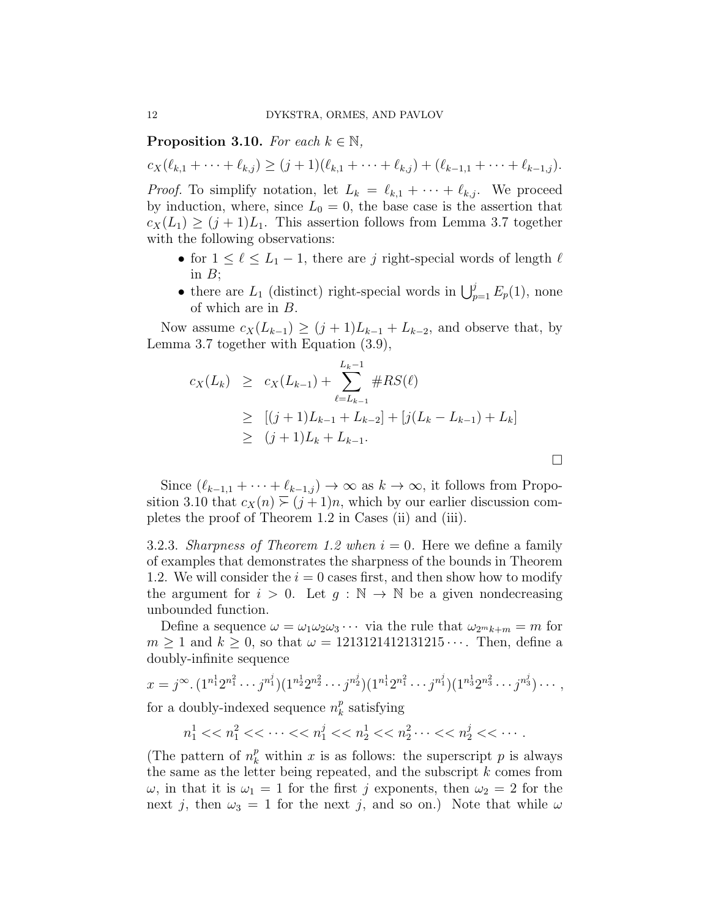**Proposition 3.10.** *For each $k \in \mathbb{N}$,*

$$c_X(\ell_{k,1} + \cdots + \ell_{k,j}) \geq (j+1)(\ell_{k,1} + \cdots + \ell_{k,j}) + (\ell_{k-1,1} + \cdots + \ell_{k-1,j}).$$

*Proof.* To simplify notation, let $L_k = \ell_{k,1} + \cdots + \ell_{k,j}$. We proceed by induction, where, since $L_0 = 0$, the base case is the assertion that $c_X(L_1) \geq (j+1)L_1$. This assertion follows from Lemma 3.7 together with the following observations:

- for $1 \leq \ell \leq L_1 - 1$, there are $j$ right-special words of length $\ell$ in $B$;
- there are $L_1$ (distinct) right-special words in $\bigcup_{p=1}^{j} E_p(1)$, none of which are in $B$.

Now assume $c_X(L_{k-1}) \geq (j+1)L_{k-1} + L_{k-2}$, and observe that, by Lemma 3.7 together with Equation (3.9),

$$\begin{aligned}
c_X(L_k) &\geq c_X(L_{k-1}) + \sum_{\ell=L_{k-1}}^{L_k - 1} \#RS(\ell) \\
&\geq [(j+1)L_{k-1} + L_{k-2}] + [j(L_k - L_{k-1}) + L_k] \\
&\geq (j+1)L_k + L_{k-1}.
\end{aligned}$$

$\square$

Since $(\ell_{k-1,1} + \cdots + \ell_{k-1,j}) \to \infty$ as $k \to \infty$, it follows from Proposition 3.10 that $c_X(n) \not\precsim (j+1)n$, which by our earlier discussion completes the proof of Theorem 1.2 in Cases (ii) and (iii).

3.2.3. *Sharpness of Theorem 1.2 when $i = 0$.* Here we define a family of examples that demonstrates the sharpness of the bounds in Theorem 1.2. We will consider the $i = 0$ cases first, and then show how to modify the argument for $i > 0$. Let $g : \mathbb{N} \to \mathbb{N}$ be a given nondecreasing unbounded function.

Define a sequence $\omega = \omega_1\omega_2\omega_3\cdots$ via the rule that $\omega_{2^m k + m} = m$ for $m \geq 1$ and $k \geq 0$, so that $\omega = 1213121412131215\cdots$. Then, define a doubly-infinite sequence

$$x = j^\infty.(1^{n_1^1}2^{n_1^2}\cdots j^{n_1^j})(1^{n_2^1}2^{n_2^2}\cdots j^{n_2^j})(1^{n_1^1}2^{n_1^2}\cdots j^{n_1^j})(1^{n_3^1}2^{n_3^2}\cdots j^{n_3^j})\cdots,$$

for a doubly-indexed sequence $n_k^p$ satisfying

$$n_1^1 << n_1^2 << \cdots << n_1^j << n_2^1 << n_2^2 \cdots << n_2^j << \cdots.$$

(The pattern of $n_k^p$ within $x$ is as follows: the superscript $p$ is always the same as the letter being repeated, and the subscript $k$ comes from $\omega$, in that it is $\omega_1 = 1$ for the first $j$ exponents, then $\omega_2 = 2$ for the next $j$, then $\omega_3 = 1$ for the next $j$, and so on.) Note that while $\omega$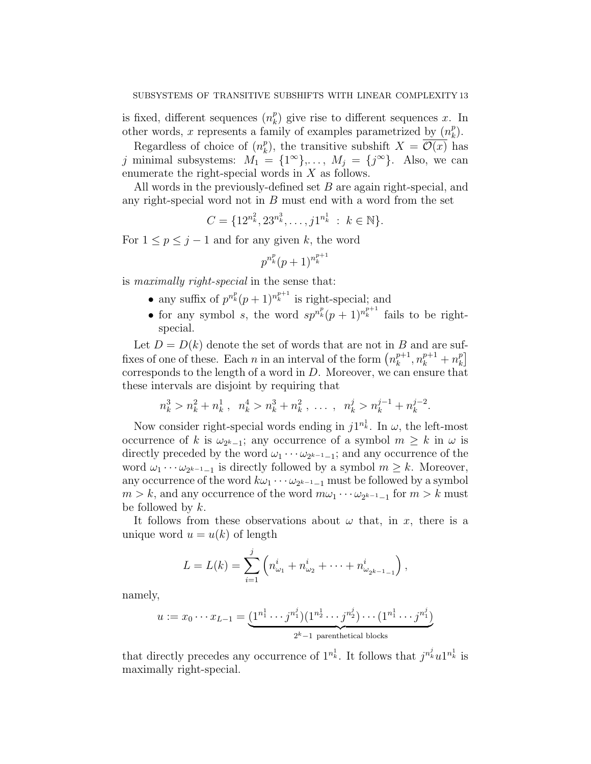is fixed, different sequences $(n_k^p)$ give rise to different sequences $x$. In other words, $x$ represents a family of examples parametrized by $(n_k^p)$.

Regardless of choice of $(n_k^p)$, the transitive subshift $X = \overline{\mathcal{O}(x)}$ has $j$ minimal subsystems: $M_1 = \{1^\infty\}, \ldots, M_j = \{j^\infty\}$. Also, we can enumerate the right-special words in $X$ as follows.

All words in the previously-defined set $B$ are again right-special, and any right-special word not in $B$ must end with a word from the set

$$C = \{12^{n_k^2}, 23^{n_k^3}, \ldots, j1^{n_k^1} \; : \; k \in \mathbb{N}\}.$$

For $1 \leq p \leq j-1$ and for any given $k$, the word

$$p^{n_k^p}(p+1)^{n_k^{p+1}}$$

is *maximally right-special* in the sense that:

- any suffix of $p^{n_k^p}(p+1)^{n_k^{p+1}}$ is right-special; and
- for any symbol $s$, the word $sp^{n_k^p}(p+1)^{n_k^{p+1}}$ fails to be right-special.

Let $D = D(k)$ denote the set of words that are not in $B$ and are suffixes of one of these. Each $n$ in an interval of the form $\left(n_k^{p+1}, n_k^{p+1} + n_k^p\right]$ corresponds to the length of a word in $D$. Moreover, we can ensure that these intervals are disjoint by requiring that

$$n_k^3 > n_k^2 + n_k^1 \; , \;\; n_k^4 > n_k^3 + n_k^2 \; , \; \ldots \; , \;\; n_k^j > n_k^{j-1} + n_k^{j-2}.$$

Now consider right-special words ending in $j1^{n_k^1}$. In $\omega$, the left-most occurrence of $k$ is $\omega_{2^k-1}$; any occurrence of a symbol $m \geq k$ in $\omega$ is directly preceded by the word $\omega_1 \cdots \omega_{2^{k-1}-1}$; and any occurrence of the word $\omega_1 \cdots \omega_{2^{k-1}-1}$ is directly followed by a symbol $m \geq k$. Moreover, any occurrence of the word $k\omega_1 \cdots \omega_{2^{k-1}-1}$ must be followed by a symbol $m > k$, and any occurrence of the word $m\omega_1 \cdots \omega_{2^{k-1}-1}$ for $m > k$ must be followed by $k$.

It follows from these observations about $\omega$ that, in $x$, there is a unique word $u = u(k)$ of length

$$L = L(k) = \sum_{i=1}^{j} \left( n_{\omega_1}^i + n_{\omega_2}^i + \cdots + n_{\omega_{2^{k-1}-1}}^i \right),$$

namely,

$$u := x_0 \cdots x_{L-1} = \underbrace{(1^{n_1^1} \cdots j^{n_1^j})(1^{n_2^1} \cdots j^{n_2^j}) \cdots (1^{n_1^1} \cdots j^{n_1^j})}_{2^k-1 \text{ parenthetical blocks}}$$

that directly precedes any occurrence of $1^{n_k^1}$. It follows that $j^{n_k^j}u1^{n_k^1}$ is maximally right-special.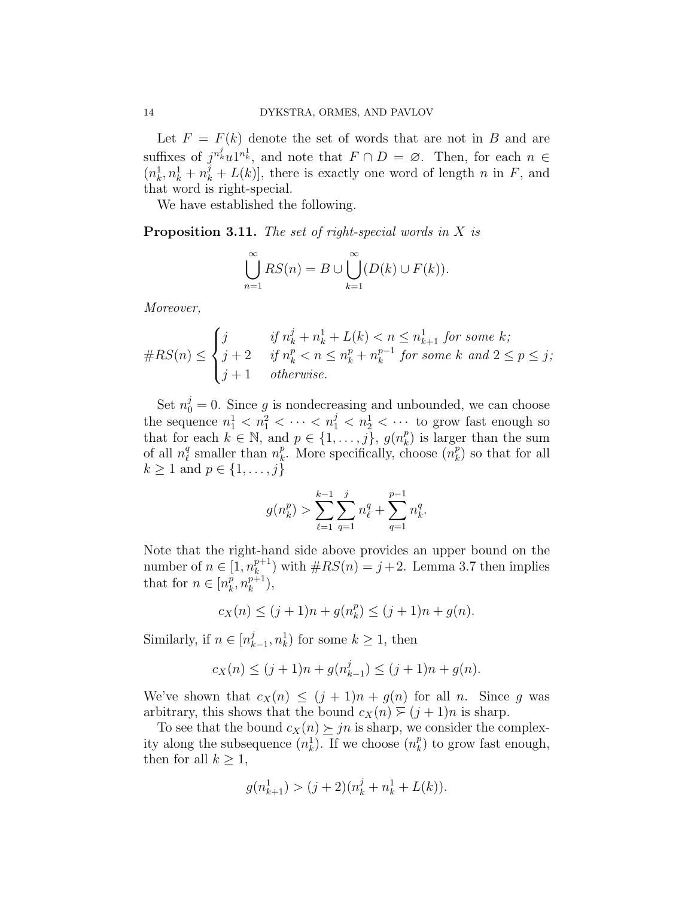Let $F = F(k)$ denote the set of words that are not in $B$ and are suffixes of $j^{n_k^j} u 1^{n_k^1}$, and note that $F \cap D = \varnothing$. Then, for each $n \in (n_k^1, n_k^1 + n_k^j + L(k)]$, there is exactly one word of length $n$ in $F$, and that word is right-special.

We have established the following.

**Proposition 3.11.** *The set of right-special words in $X$ is*

$$\bigcup_{n=1}^{\infty} RS(n) = B \cup \bigcup_{k=1}^{\infty} (D(k) \cup F(k)).$$

*Moreover,*

$$\#RS(n) \leq \begin{cases} j & \text{if } n_k^j + n_k^1 + L(k) < n \leq n_{k+1}^1 \text{ for some } k; \\ j+2 & \text{if } n_k^p < n \leq n_k^p + n_k^{p-1} \text{ for some } k \text{ and } 2 \leq p \leq j; \\ j+1 & \text{otherwise.} \end{cases}$$

Set $n_0^j = 0$. Since $g$ is nondecreasing and unbounded, we can choose the sequence $n_1^1 < n_1^2 < \cdots < n_1^j < n_2^1 < \cdots$ to grow fast enough so that for each $k \in \mathbb{N}$, and $p \in \{1, \ldots, j\}$, $g(n_k^p)$ is larger than the sum of all $n_\ell^q$ smaller than $n_k^p$. More specifically, choose $(n_k^p)$ so that for all $k \geq 1$ and $p \in \{1, \ldots, j\}$

$$g(n_k^p) > \sum_{\ell=1}^{k-1} \sum_{q=1}^{j} n_\ell^q + \sum_{q=1}^{p-1} n_k^q.$$

Note that the right-hand side above provides an upper bound on the number of $n \in [1, n_k^{p+1})$ with $\#RS(n) = j+2$. Lemma 3.7 then implies that for $n \in [n_k^p, n_k^{p+1})$,

$$c_X(n) \leq (j+1)n + g(n_k^p) \leq (j+1)n + g(n).$$

Similarly, if $n \in [n_{k-1}^j, n_k^1)$ for some $k \geq 1$, then

$$c_X(n) \leq (j+1)n + g(n_{k-1}^j) \leq (j+1)n + g(n).$$

We've shown that $c_X(n) \leq (j+1)n + g(n)$ for all $n$. Since $g$ was arbitrary, this shows that the bound $c_X(n) \not\succ (j+1)n$ is sharp.

To see that the bound $c_X(n) \succeq jn$ is sharp, we consider the complexity along the subsequence $(n_k^1)$. If we choose $(n_k^p)$ to grow fast enough, then for all $k \geq 1$,

$$g(n_{k+1}^1) > (j+2)(n_k^j + n_k^1 + L(k)).$$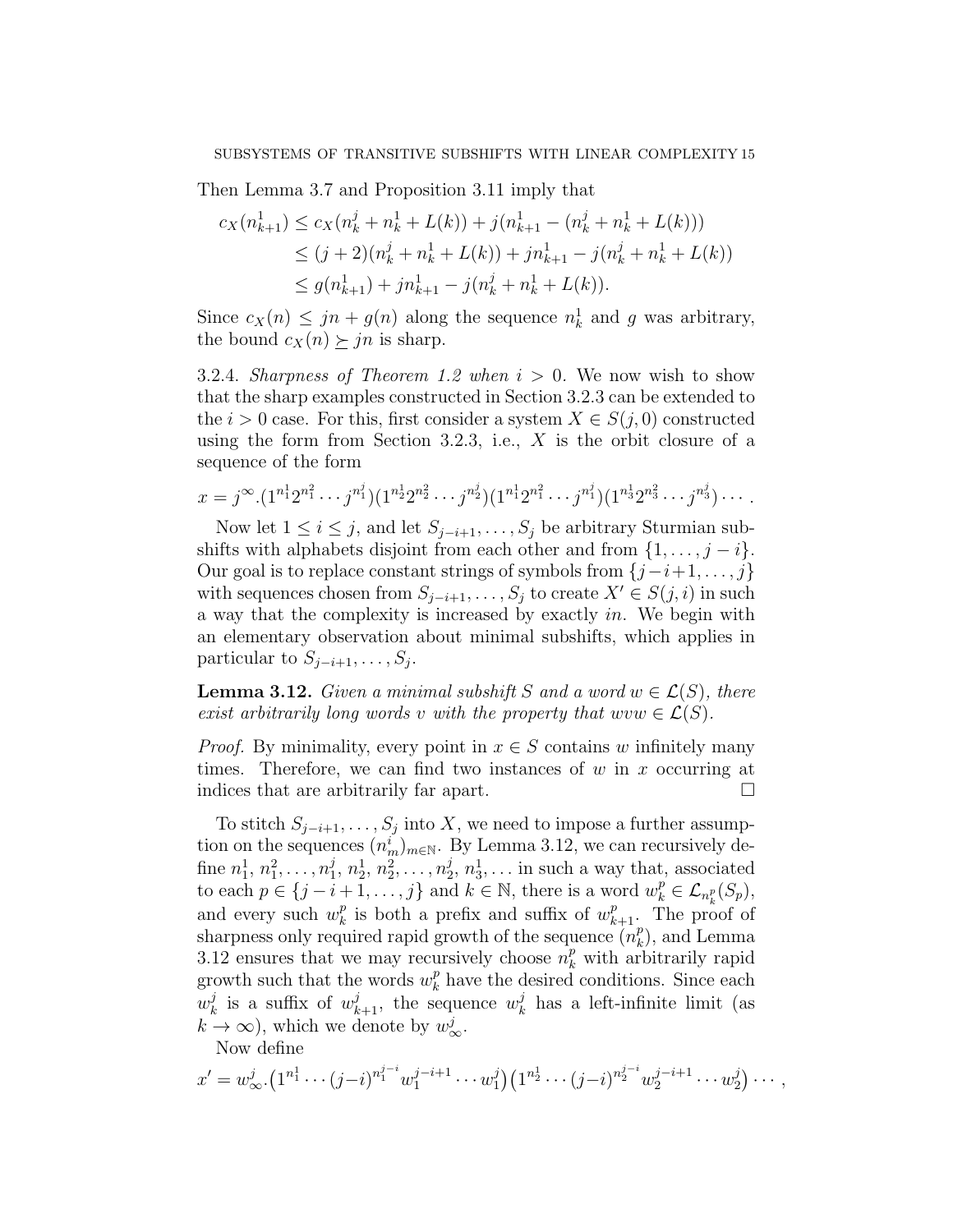Then Lemma 3.7 and Proposition 3.11 imply that

$$
\begin{aligned}
c_X(n^1_{k+1}) &\le c_X(n^j_k + n^1_k + L(k)) + j(n^1_{k+1} - (n^j_k + n^1_k + L(k))) \\
&\le (j+2)(n^j_k + n^1_k + L(k)) + jn^1_{k+1} - j(n^j_k + n^1_k + L(k)) \\
&\le g(n^1_{k+1}) + jn^1_{k+1} - j(n^j_k + n^1_k + L(k)).
\end{aligned}
$$

Since $c_X(n) \le jn + g(n)$ along the sequence $n^1_k$ and $g$ was arbitrary, the bound $c_X(n) \succeq jn$ is sharp.

3.2.4. *Sharpness of Theorem 1.2 when $i > 0$.* We now wish to show that the sharp examples constructed in Section 3.2.3 can be extended to the $i > 0$ case. For this, first consider a system $X \in S(j, 0)$ constructed using the form from Section 3.2.3, i.e., $X$ is the orbit closure of a sequence of the form

$$
x = j^\infty.(1^{n^1_1} 2^{n^2_1} \cdots j^{n^j_1})(1^{n^1_2} 2^{n^2_2} \cdots j^{n^j_2})(1^{n^1_1} 2^{n^2_1} \cdots j^{n^j_1})(1^{n^1_3} 2^{n^2_3} \cdots j^{n^j_3}) \cdots .
$$

Now let $1 \le i \le j$, and let $S_{j-i+1}, \ldots, S_j$ be arbitrary Sturmian subshifts with alphabets disjoint from each other and from $\{1, \ldots, j-i\}$. Our goal is to replace constant strings of symbols from $\{j-i+1, \ldots, j\}$ with sequences chosen from $S_{j-i+1}, \ldots, S_j$ to create $X' \in S(j, i)$ in such a way that the complexity is increased by exactly $in$. We begin with an elementary observation about minimal subshifts, which applies in particular to $S_{j-i+1}, \ldots, S_j$.

**Lemma 3.12.** *Given a minimal subshift $S$ and a word $w \in \mathcal{L}(S)$, there exist arbitrarily long words $v$ with the property that $wvw \in \mathcal{L}(S)$.*

*Proof.* By minimality, every point in $x \in S$ contains $w$ infinitely many times. Therefore, we can find two instances of $w$ in $x$ occurring at indices that are arbitrarily far apart. $\square$

To stitch $S_{j-i+1}, \ldots, S_j$ into $X$, we need to impose a further assumption on the sequences $(n^i_m)_{m \in \mathbb{N}}$. By Lemma 3.12, we can recursively define $n^1_1, n^2_1, \ldots, n^j_1, n^1_2, n^2_2, \ldots, n^j_2, n^1_3, \ldots$ in such a way that, associated to each $p \in \{j-i+1, \ldots, j\}$ and $k \in \mathbb{N}$, there is a word $w^p_k \in \mathcal{L}_{n^p_k}(S_p)$, and every such $w^p_k$ is both a prefix and suffix of $w^p_{k+1}$. The proof of sharpness only required rapid growth of the sequence $(n^p_k)$, and Lemma 3.12 ensures that we may recursively choose $n^p_k$ with arbitrarily rapid growth such that the words $w^p_k$ have the desired conditions. Since each $w^j_k$ is a suffix of $w^j_{k+1}$, the sequence $w^j_k$ has a left-infinite limit (as $k \to \infty$), which we denote by $w^j_\infty$.

Now define

$$
x' = w^j_\infty.\big(1^{n^1_1} \cdots (j-i)^{n^{j-i}_1} w^{j-i+1}_1 \cdots w^j_1\big)\big(1^{n^1_2} \cdots (j-i)^{n^{j-i}_2} w^{j-i+1}_2 \cdots w^j_2\big) \cdots ,
$$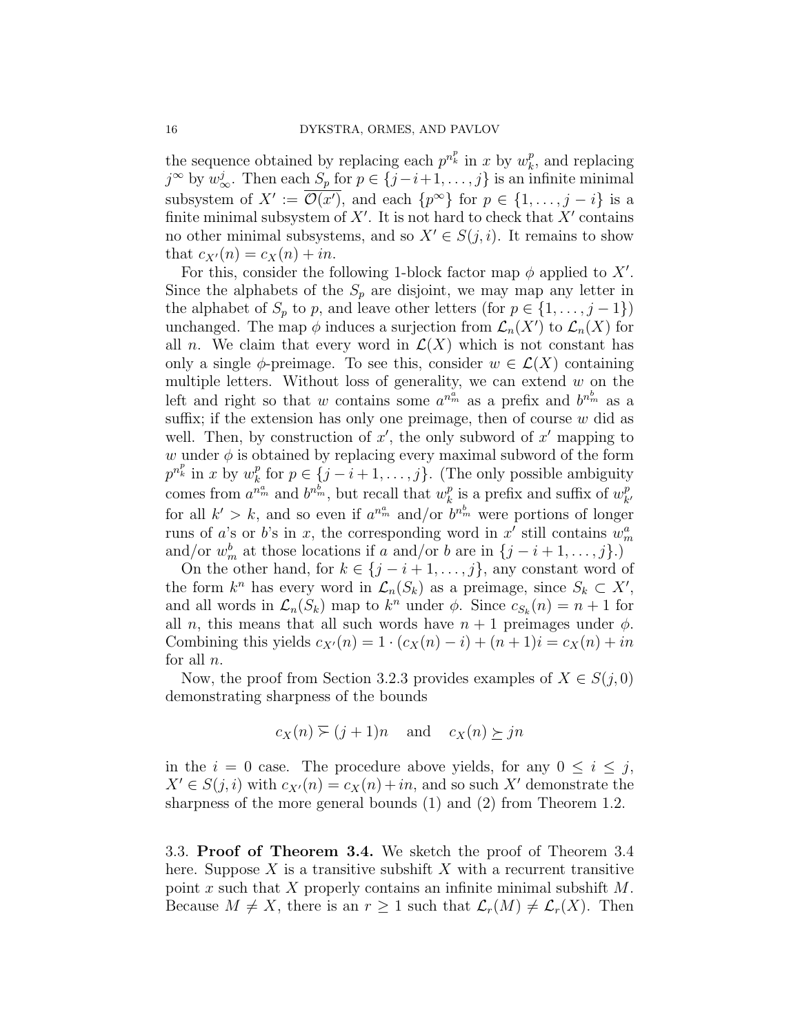the sequence obtained by replacing each $p^{n_k^p}$ in $x$ by $w_k^p$, and replacing $j^\infty$ by $w_\infty^j$. Then each $S_p$ for $p \in \{j-i+1, \dots, j\}$ is an infinite minimal subsystem of $X' := \overline{\mathcal{O}(x')}$, and each $\{p^\infty\}$ for $p \in \{1, \dots, j-i\}$ is a finite minimal subsystem of $X'$. It is not hard to check that $X'$ contains no other minimal subsystems, and so $X' \in S(j,i)$. It remains to show that $c_{X'}(n) = c_X(n) + in$.

For this, consider the following 1-block factor map $\phi$ applied to $X'$. Since the alphabets of the $S_p$ are disjoint, we may map any letter in the alphabet of $S_p$ to $p$, and leave other letters (for $p \in \{1, \dots, j-1\}$) unchanged. The map $\phi$ induces a surjection from $\mathcal{L}_n(X')$ to $\mathcal{L}_n(X)$ for all $n$. We claim that every word in $\mathcal{L}(X)$ which is not constant has only a single $\phi$-preimage. To see this, consider $w \in \mathcal{L}(X)$ containing multiple letters. Without loss of generality, we can extend $w$ on the left and right so that $w$ contains some $a^{n_m^a}$ as a prefix and $b^{n_m^b}$ as a suffix; if the extension has only one preimage, then of course $w$ did as well. Then, by construction of $x'$, the only subword of $x'$ mapping to $w$ under $\phi$ is obtained by replacing every maximal subword of the form $p^{n_k^p}$ in $x$ by $w_k^p$ for $p \in \{j-i+1, \dots, j\}$. (The only possible ambiguity comes from $a^{n_m^a}$ and $b^{n_m^b}$, but recall that $w_k^p$ is a prefix and suffix of $w_{k'}^p$ for all $k' > k$, and so even if $a^{n_m^a}$ and/or $b^{n_m^b}$ were portions of longer runs of $a$'s or $b$'s in $x$, the corresponding word in $x'$ still contains $w_m^a$ and/or $w_m^b$ at those locations if $a$ and/or $b$ are in $\{j-i+1, \dots, j\}$.)

On the other hand, for $k \in \{j-i+1, \dots, j\}$, any constant word of the form $k^n$ has every word in $\mathcal{L}_n(S_k)$ as a preimage, since $S_k \subset X'$, and all words in $\mathcal{L}_n(S_k)$ map to $k^n$ under $\phi$. Since $c_{S_k}(n) = n+1$ for all $n$, this means that all such words have $n+1$ preimages under $\phi$. Combining this yields $c_{X'}(n) = 1 \cdot (c_X(n) - i) + (n+1)i = c_X(n) + in$ for all $n$.

Now, the proof from Section 3.2.3 provides examples of $X \in S(j,0)$ demonstrating sharpness of the bounds

$$c_X(n) \,\overline{\succ}\, (j+1)n \quad \text{and} \quad c_X(n) \succeq jn$$

in the $i = 0$ case. The procedure above yields, for any $0 \leq i \leq j$, $X' \in S(j,i)$ with $c_{X'}(n) = c_X(n) + in$, and so such $X'$ demonstrate the sharpness of the more general bounds (1) and (2) from Theorem 1.2.

## 3.3. Proof of Theorem 3.4.

We sketch the proof of Theorem 3.4 here. Suppose $X$ is a transitive subshift $X$ with a recurrent transitive point $x$ such that $X$ properly contains an infinite minimal subshift $M$. Because $M \neq X$, there is an $r \geq 1$ such that $\mathcal{L}_r(M) \neq \mathcal{L}_r(X)$. Then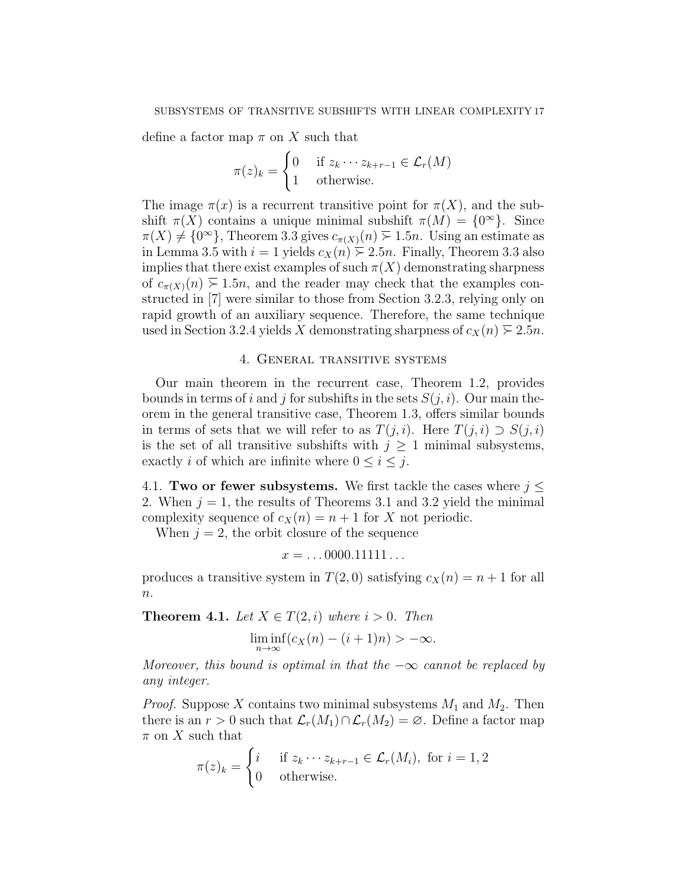define a factor map $\pi$ on $X$ such that

$$\pi(z)_k = \begin{cases} 0 & \text{if } z_k \cdots z_{k+r-1} \in \mathcal{L}_r(M) \\ 1 & \text{otherwise.} \end{cases}$$

The image $\pi(x)$ is a recurrent transitive point for $\pi(X)$, and the subshift $\pi(X)$ contains a unique minimal subshift $\pi(M) = \{0^\infty\}$. Since $\pi(X) \neq \{0^\infty\}$, Theorem 3.3 gives $c_{\pi(X)}(n) \succeq 1.5n$. Using an estimate as in Lemma 3.5 with $i = 1$ yields $c_X(n) \succeq 2.5n$. Finally, Theorem 3.3 also implies that there exist examples of such $\pi(X)$ demonstrating sharpness of $c_{\pi(X)}(n) \succeq 1.5n$, and the reader may check that the examples constructed in [7] were similar to those from Section 3.2.3, relying only on rapid growth of an auxiliary sequence. Therefore, the same technique used in Section 3.2.4 yields $X$ demonstrating sharpness of $c_X(n) \succeq 2.5n$.

## 4. General transitive systems

Our main theorem in the recurrent case, Theorem 1.2, provides bounds in terms of $i$ and $j$ for subshifts in the sets $S(j, i)$. Our main theorem in the general transitive case, Theorem 1.3, offers similar bounds in terms of sets that we will refer to as $T(j, i)$. Here $T(j, i) \supset S(j, i)$ is the set of all transitive subshifts with $j \geq 1$ minimal subsystems, exactly $i$ of which are infinite where $0 \leq i \leq j$.

### 4.1. Two or fewer subsystems.

We first tackle the cases where $j \leq 2$. When $j = 1$, the results of Theorems 3.1 and 3.2 yield the minimal complexity sequence of $c_X(n) = n + 1$ for $X$ not periodic.

When $j = 2$, the orbit closure of the sequence

$$x = \ldots 0000.11111 \ldots$$

produces a transitive system in $T(2, 0)$ satisfying $c_X(n) = n + 1$ for all $n$.

**Theorem 4.1.** *Let $X \in T(2, i)$ where $i > 0$. Then*

$$\liminf_{n\to\infty} (c_X(n) - (i + 1)n) > -\infty.$$

*Moreover, this bound is optimal in that the $-\infty$ cannot be replaced by any integer.*

*Proof.* Suppose $X$ contains two minimal subsystems $M_1$ and $M_2$. Then there is an $r > 0$ such that $\mathcal{L}_r(M_1) \cap \mathcal{L}_r(M_2) = \varnothing$. Define a factor map $\pi$ on $X$ such that

$$\pi(z)_k = \begin{cases} i & \text{if } z_k \cdots z_{k+r-1} \in \mathcal{L}_r(M_i), \text{ for } i = 1, 2 \\ 0 & \text{otherwise.} \end{cases}$$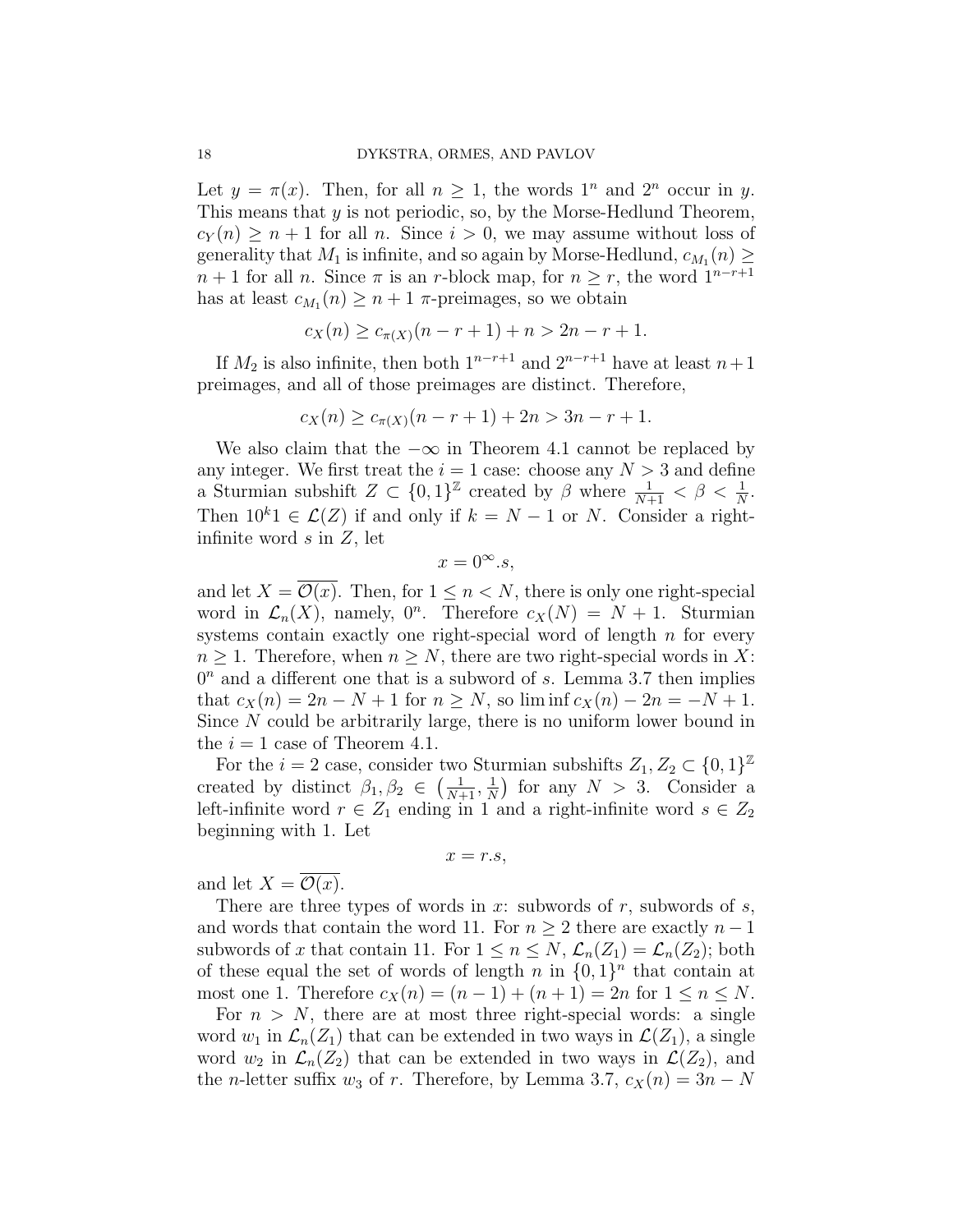Let $y = \pi(x)$. Then, for all $n \geq 1$, the words $1^n$ and $2^n$ occur in $y$. This means that $y$ is not periodic, so, by the Morse-Hedlund Theorem, $c_Y(n) \geq n+1$ for all $n$. Since $i > 0$, we may assume without loss of generality that $M_1$ is infinite, and so again by Morse-Hedlund, $c_{M_1}(n) \geq n+1$ for all $n$. Since $\pi$ is an $r$-block map, for $n \geq r$, the word $1^{n-r+1}$ has at least $c_{M_1}(n) \geq n+1$ $\pi$-preimages, so we obtain

$$c_X(n) \geq c_{\pi(X)}(n-r+1) + n > 2n - r + 1.$$

If $M_2$ is also infinite, then both $1^{n-r+1}$ and $2^{n-r+1}$ have at least $n+1$ preimages, and all of those preimages are distinct. Therefore,

$$c_X(n) \geq c_{\pi(X)}(n-r+1) + 2n > 3n - r + 1.$$

We also claim that the $-\infty$ in Theorem 4.1 cannot be replaced by any integer. We first treat the $i = 1$ case: choose any $N > 3$ and define a Sturmian subshift $Z \subset \{0,1\}^{\mathbb{Z}}$ created by $\beta$ where $\frac{1}{N+1} < \beta < \frac{1}{N}$. Then $10^k 1 \in \mathcal{L}(Z)$ if and only if $k = N-1$ or $N$. Consider a right-infinite word $s$ in $Z$, let

$$x = 0^\infty.s,$$

and let $X = \overline{\mathcal{O}(x)}$. Then, for $1 \leq n < N$, there is only one right-special word in $\mathcal{L}_n(X)$, namely, $0^n$. Therefore $c_X(N) = N+1$. Sturmian systems contain exactly one right-special word of length $n$ for every $n \geq 1$. Therefore, when $n \geq N$, there are two right-special words in $X$: $0^n$ and a different one that is a subword of $s$. Lemma 3.7 then implies that $c_X(n) = 2n - N + 1$ for $n \geq N$, so $\liminf c_X(n) - 2n = -N+1$. Since $N$ could be arbitrarily large, there is no uniform lower bound in the $i = 1$ case of Theorem 4.1.

For the $i = 2$ case, consider two Sturmian subshifts $Z_1, Z_2 \subset \{0,1\}^{\mathbb{Z}}$ created by distinct $\beta_1, \beta_2 \in \left(\frac{1}{N+1}, \frac{1}{N}\right)$ for any $N > 3$. Consider a left-infinite word $r \in Z_1$ ending in 1 and a right-infinite word $s \in Z_2$ beginning with 1. Let

$$x = r.s,$$

and let $X = \overline{\mathcal{O}(x)}$.

There are three types of words in $x$: subwords of $r$, subwords of $s$, and words that contain the word 11. For $n \geq 2$ there are exactly $n-1$ subwords of $x$ that contain 11. For $1 \leq n \leq N$, $\mathcal{L}_n(Z_1) = \mathcal{L}_n(Z_2)$; both of these equal the set of words of length $n$ in $\{0,1\}^n$ that contain at most one 1. Therefore $c_X(n) = (n-1) + (n+1) = 2n$ for $1 \leq n \leq N$.

For $n > N$, there are at most three right-special words: a single word $w_1$ in $\mathcal{L}_n(Z_1)$ that can be extended in two ways in $\mathcal{L}(Z_1)$, a single word $w_2$ in $\mathcal{L}_n(Z_2)$ that can be extended in two ways in $\mathcal{L}(Z_2)$, and the $n$-letter suffix $w_3$ of $r$. Therefore, by Lemma 3.7, $c_X(n) = 3n - N$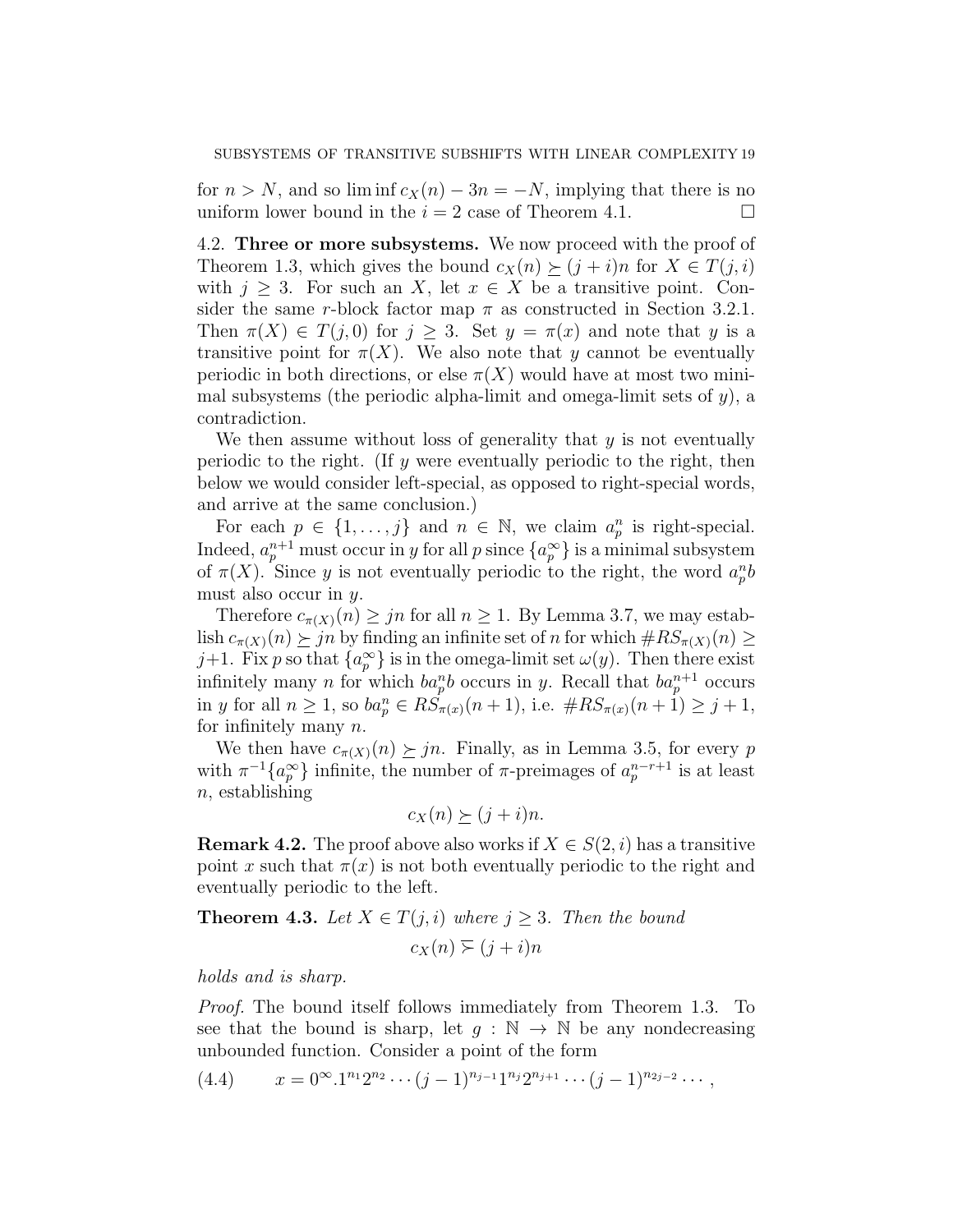for $n > N$, and so $\liminf c_X(n) - 3n = -N$, implying that there is no uniform lower bound in the $i = 2$ case of Theorem 4.1. $\square$

4.2. **Three or more subsystems.** We now proceed with the proof of Theorem 1.3, which gives the bound $c_X(n) \succeq (j+i)n$ for $X \in T(j,i)$ with $j \geq 3$. For such an $X$, let $x \in X$ be a transitive point. Consider the same $r$-block factor map $\pi$ as constructed in Section 3.2.1. Then $\pi(X) \in T(j,0)$ for $j \geq 3$. Set $y = \pi(x)$ and note that $y$ is a transitive point for $\pi(X)$. We also note that $y$ cannot be eventually periodic in both directions, or else $\pi(X)$ would have at most two minimal subsystems (the periodic alpha-limit and omega-limit sets of $y$), a contradiction.

We then assume without loss of generality that $y$ is not eventually periodic to the right. (If $y$ were eventually periodic to the right, then below we would consider left-special, as opposed to right-special words, and arrive at the same conclusion.)

For each $p \in \{1, \dots, j\}$ and $n \in \mathbb{N}$, we claim $a_p^n$ is right-special. Indeed, $a_p^{n+1}$ must occur in $y$ for all $p$ since $\{a_p^\infty\}$ is a minimal subsystem of $\pi(X)$. Since $y$ is not eventually periodic to the right, the word $a_p^n b$ must also occur in $y$.

Therefore $c_{\pi(X)}(n) \geq jn$ for all $n \geq 1$. By Lemma 3.7, we may establish $c_{\pi(X)}(n) \succeq jn$ by finding an infinite set of $n$ for which $\#RS_{\pi(X)}(n) \geq j+1$. Fix $p$ so that $\{a_p^\infty\}$ is in the omega-limit set $\omega(y)$. Then there exist infinitely many $n$ for which $ba_p^n b$ occurs in $y$. Recall that $ba_p^{n+1}$ occurs in $y$ for all $n \geq 1$, so $ba_p^n \in RS_{\pi(x)}(n+1)$, i.e. $\#RS_{\pi(x)}(n+1) \geq j+1$, for infinitely many $n$.

We then have $c_{\pi(X)}(n) \succeq jn$. Finally, as in Lemma 3.5, for every $p$ with $\pi^{-1}\{a_p^\infty\}$ infinite, the number of $\pi$-preimages of $a_p^{n-r+1}$ is at least $n$, establishing

$$c_X(n) \succeq (j+i)n.$$

**Remark 4.2.** The proof above also works if $X \in S(2,i)$ has a transitive point $x$ such that $\pi(x)$ is not both eventually periodic to the right and eventually periodic to the left.

**Theorem 4.3.** *Let $X \in T(j,i)$ where $j \geq 3$. Then the bound*

$$c_X(n) \mathrel{\overline{\succ}} (j+i)n$$

*holds and is sharp.*

*Proof.* The bound itself follows immediately from Theorem 1.3. To see that the bound is sharp, let $g : \mathbb{N} \to \mathbb{N}$ be any nondecreasing unbounded function. Consider a point of the form

$$x = 0^\infty.1^{n_1}2^{n_2}\cdots(j-1)^{n_{j-1}}1^{n_j}2^{n_{j+1}}\cdots(j-1)^{n_{2j-2}}\cdots, \tag{4.4}$$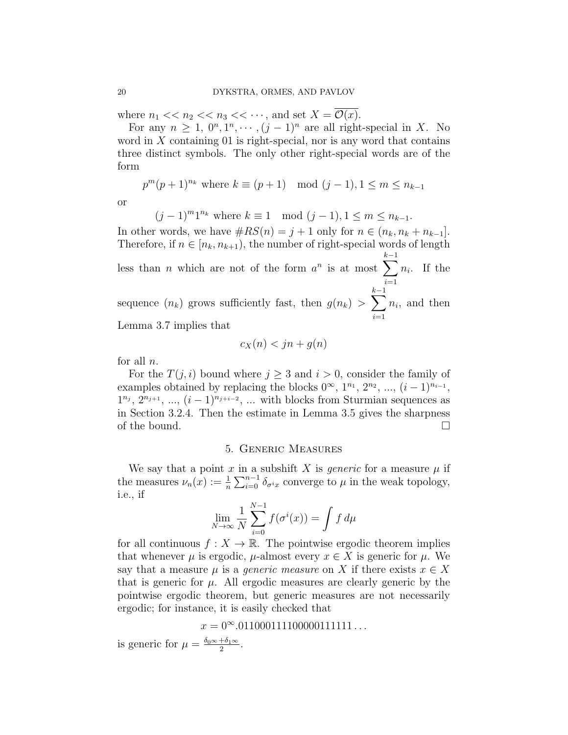where $n_1 << n_2 << n_3 << \cdots$, and set $X = \overline{\mathcal{O}(x)}$.

For any $n \geq 1$, $0^n, 1^n, \cdots, (j-1)^n$ are all right-special in $X$. No word in $X$ containing 01 is right-special, nor is any word that contains three distinct symbols. The only other right-special words are of the form

$$p^m(p+1)^{n_k} \text{ where } k \equiv (p+1) \mod (j-1), 1 \leq m \leq n_{k-1}$$

or

$$(j-1)^m 1^{n_k} \text{ where } k \equiv 1 \mod (j-1), 1 \leq m \leq n_{k-1}.$$

In other words, we have $\#RS(n) = j+1$ only for $n \in (n_k, n_k + n_{k-1}]$. Therefore, if $n \in [n_k, n_{k+1})$, the number of right-special words of length less than $n$ which are not of the form $a^n$ is at most $\sum_{i=1}^{k-1} n_i$. If the sequence $(n_k)$ grows sufficiently fast, then $g(n_k) > \sum_{i=1}^{k-1} n_i$, and then Lemma 3.7 implies that

$$c_X(n) < jn + g(n)$$

for all $n$.

For the $T(j,i)$ bound where $j \geq 3$ and $i > 0$, consider the family of examples obtained by replacing the blocks $0^\infty$, $1^{n_1}$, $2^{n_2}$, ..., $(i-1)^{n_{i-1}}$, $1^{n_j}$, $2^{n_{j+1}}$, ..., $(i-1)^{n_{j+i-2}}$, ... with blocks from Sturmian sequences as in Section 3.2.4. Then the estimate in Lemma 3.5 gives the sharpness of the bound. $\square$

## 5. Generic Measures

We say that a point $x$ in a subshift $X$ is *generic* for a measure $\mu$ if the measures $\nu_n(x) := \frac{1}{n}\sum_{i=0}^{n-1} \delta_{\sigma^i x}$ converge to $\mu$ in the weak topology, i.e., if

$$\lim_{N\to\infty} \frac{1}{N} \sum_{i=0}^{N-1} f(\sigma^i(x)) = \int f \, d\mu$$

for all continuous $f : X \to \mathbb{R}$. The pointwise ergodic theorem implies that whenever $\mu$ is ergodic, $\mu$-almost every $x \in X$ is generic for $\mu$. We say that a measure $\mu$ is a *generic measure* on $X$ if there exists $x \in X$ that is generic for $\mu$. All ergodic measures are clearly generic by the pointwise ergodic theorem, but generic measures are not necessarily ergodic; for instance, it is easily checked that

$$x = 0^\infty.011000111100000111111\ldots$$

is generic for $\mu = \frac{\delta_{0^\infty} + \delta_{1^\infty}}{2}$.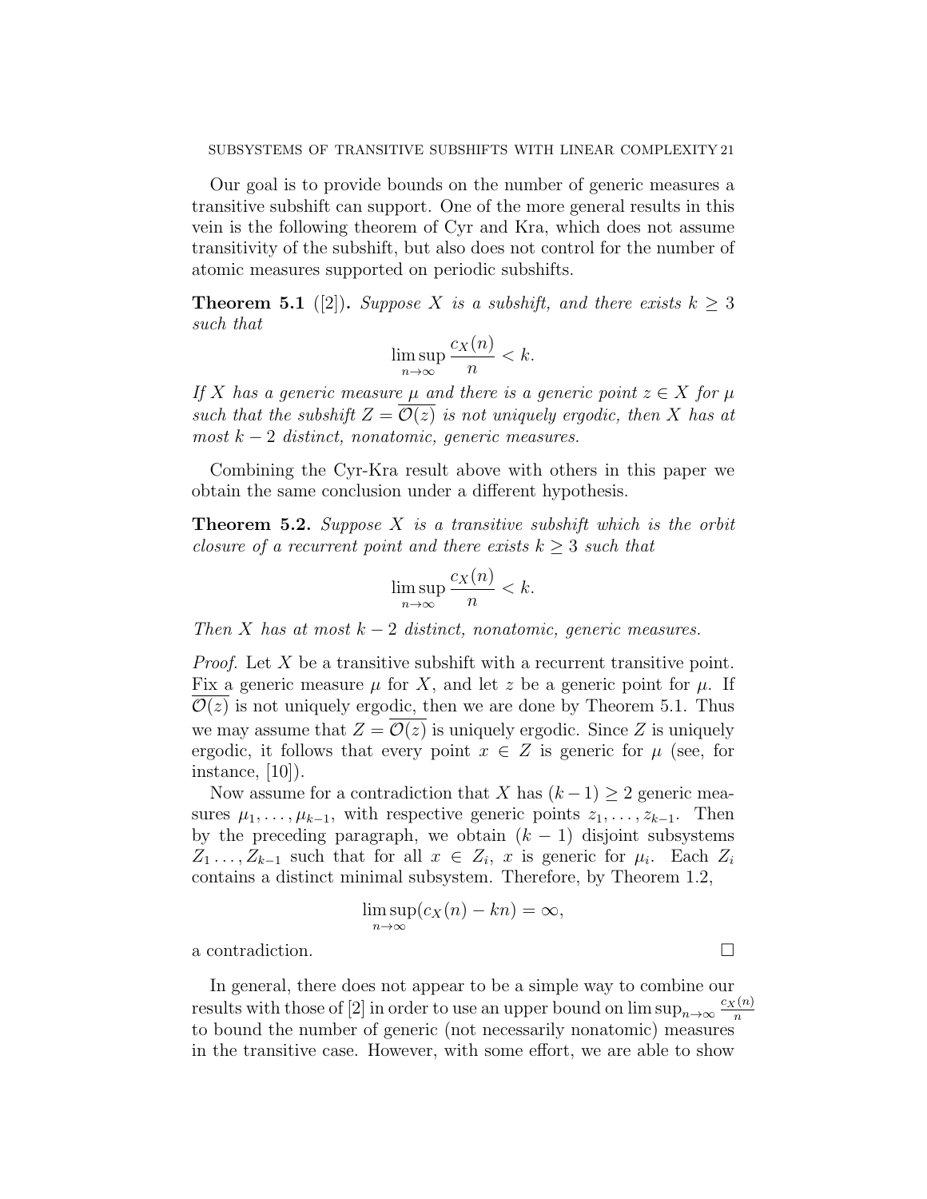Our goal is to provide bounds on the number of generic measures a transitive subshift can support. One of the more general results in this vein is the following theorem of Cyr and Kra, which does not assume transitivity of the subshift, but also does not control for the number of atomic measures supported on periodic subshifts.

**Theorem 5.1** ([2])**.** *Suppose $X$ is a subshift, and there exists $k \geq 3$ such that*

$$\limsup_{n\to\infty} \frac{c_X(n)}{n} < k.$$

*If $X$ has a generic measure $\mu$ and there is a generic point $z \in X$ for $\mu$ such that the subshift $Z = \overline{\mathcal{O}(z)}$ is not uniquely ergodic, then $X$ has at most $k-2$ distinct, nonatomic, generic measures.*

Combining the Cyr-Kra result above with others in this paper we obtain the same conclusion under a different hypothesis.

**Theorem 5.2.** *Suppose $X$ is a transitive subshift which is the orbit closure of a recurrent point and there exists $k \geq 3$ such that*

$$\limsup_{n\to\infty} \frac{c_X(n)}{n} < k.$$

*Then $X$ has at most $k-2$ distinct, nonatomic, generic measures.*

*Proof.* Let $X$ be a transitive subshift with a recurrent transitive point. Fix a generic measure $\mu$ for $X$, and let $z$ be a generic point for $\mu$. If $\overline{\mathcal{O}(z)}$ is not uniquely ergodic, then we are done by Theorem 5.1. Thus we may assume that $Z = \overline{\mathcal{O}(z)}$ is uniquely ergodic. Since $Z$ is uniquely ergodic, it follows that every point $x \in Z$ is generic for $\mu$ (see, for instance, [10]).

Now assume for a contradiction that $X$ has $(k-1) \geq 2$ generic measures $\mu_1, \ldots, \mu_{k-1}$, with respective generic points $z_1, \ldots, z_{k-1}$. Then by the preceding paragraph, we obtain $(k-1)$ disjoint subsystems $Z_1 \ldots, Z_{k-1}$ such that for all $x \in Z_i$, $x$ is generic for $\mu_i$. Each $Z_i$ contains a distinct minimal subsystem. Therefore, by Theorem 1.2,

$$\limsup_{n\to\infty} (c_X(n) - kn) = \infty,$$

a contradiction. □

In general, there does not appear to be a simple way to combine our results with those of [2] in order to use an upper bound on $\limsup_{n\to\infty} \frac{c_X(n)}{n}$ to bound the number of generic (not necessarily nonatomic) measures in the transitive case. However, with some effort, we are able to show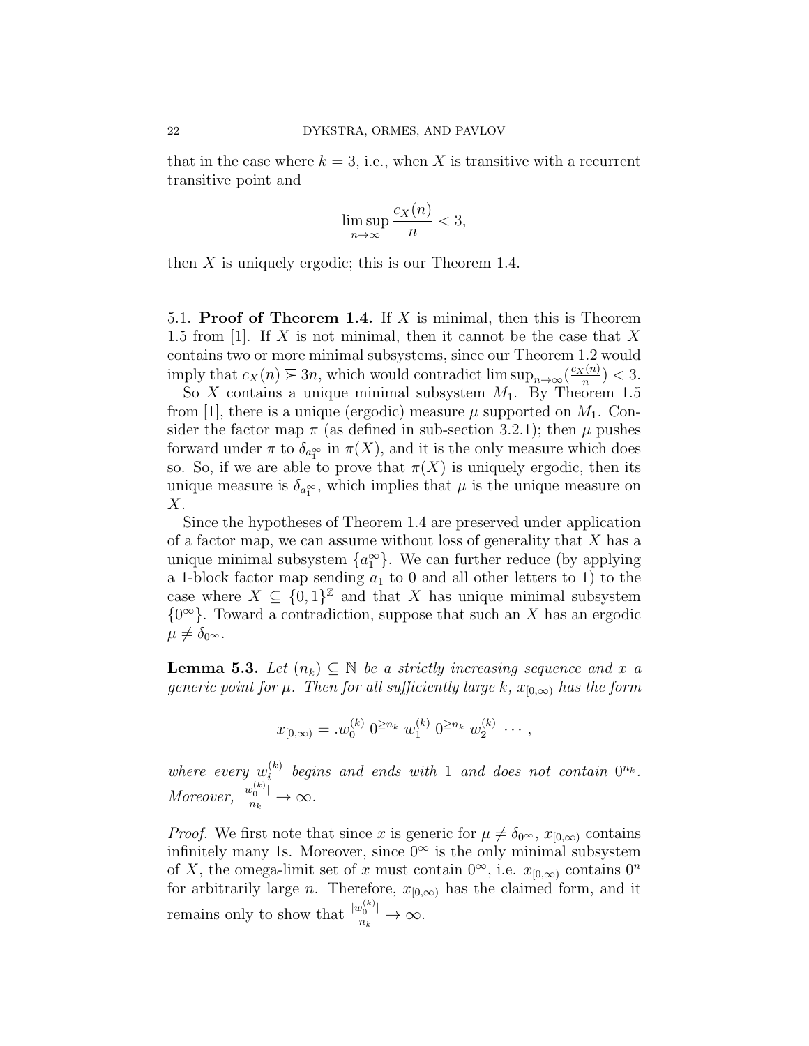that in the case where $k = 3$, i.e., when $X$ is transitive with a recurrent transitive point and

$$\limsup_{n\to\infty} \frac{c_X(n)}{n} < 3,$$

then $X$ is uniquely ergodic; this is our Theorem 1.4.

5.1. **Proof of Theorem 1.4.** If $X$ is minimal, then this is Theorem 1.5 from [1]. If $X$ is not minimal, then it cannot be the case that $X$ contains two or more minimal subsystems, since our Theorem 1.2 would imply that $c_X(n) \succsim 3n$, which would contradict $\limsup_{n\to\infty}(\frac{c_X(n)}{n}) < 3$.

So $X$ contains a unique minimal subsystem $M_1$. By Theorem 1.5 from [1], there is a unique (ergodic) measure $\mu$ supported on $M_1$. Consider the factor map $\pi$ (as defined in sub-section 3.2.1); then $\mu$ pushes forward under $\pi$ to $\delta_{a_1^\infty}$ in $\pi(X)$, and it is the only measure which does so. So, if we are able to prove that $\pi(X)$ is uniquely ergodic, then its unique measure is $\delta_{a_1^\infty}$, which implies that $\mu$ is the unique measure on $X$.

Since the hypotheses of Theorem 1.4 are preserved under application of a factor map, we can assume without loss of generality that $X$ has a unique minimal subsystem $\{a_1^\infty\}$. We can further reduce (by applying a 1-block factor map sending $a_1$ to 0 and all other letters to 1) to the case where $X \subseteq \{0,1\}^{\mathbb{Z}}$ and that $X$ has unique minimal subsystem $\{0^\infty\}$. Toward a contradiction, suppose that such an $X$ has an ergodic $\mu \neq \delta_{0^\infty}$.

**Lemma 5.3.** *Let $(n_k) \subseteq \mathbb{N}$ be a strictly increasing sequence and $x$ a generic point for $\mu$. Then for all sufficiently large $k$, $x_{[0,\infty)}$ has the form*

$$x_{[0,\infty)} = .w_0^{(k)}\ 0^{\geq n_k}\ w_1^{(k)}\ 0^{\geq n_k}\ w_2^{(k)}\ \cdots,$$

*where every $w_i^{(k)}$ begins and ends with 1 and does not contain $0^{n_k}$. Moreover, $\frac{|w_0^{(k)}|}{n_k} \to \infty$.*

*Proof.* We first note that since $x$ is generic for $\mu \neq \delta_{0^\infty}$, $x_{[0,\infty)}$ contains infinitely many 1s. Moreover, since $0^\infty$ is the only minimal subsystem of $X$, the omega-limit set of $x$ must contain $0^\infty$, i.e. $x_{[0,\infty)}$ contains $0^n$ for arbitrarily large $n$. Therefore, $x_{[0,\infty)}$ has the claimed form, and it remains only to show that $\frac{|w_0^{(k)}|}{n_k} \to \infty$.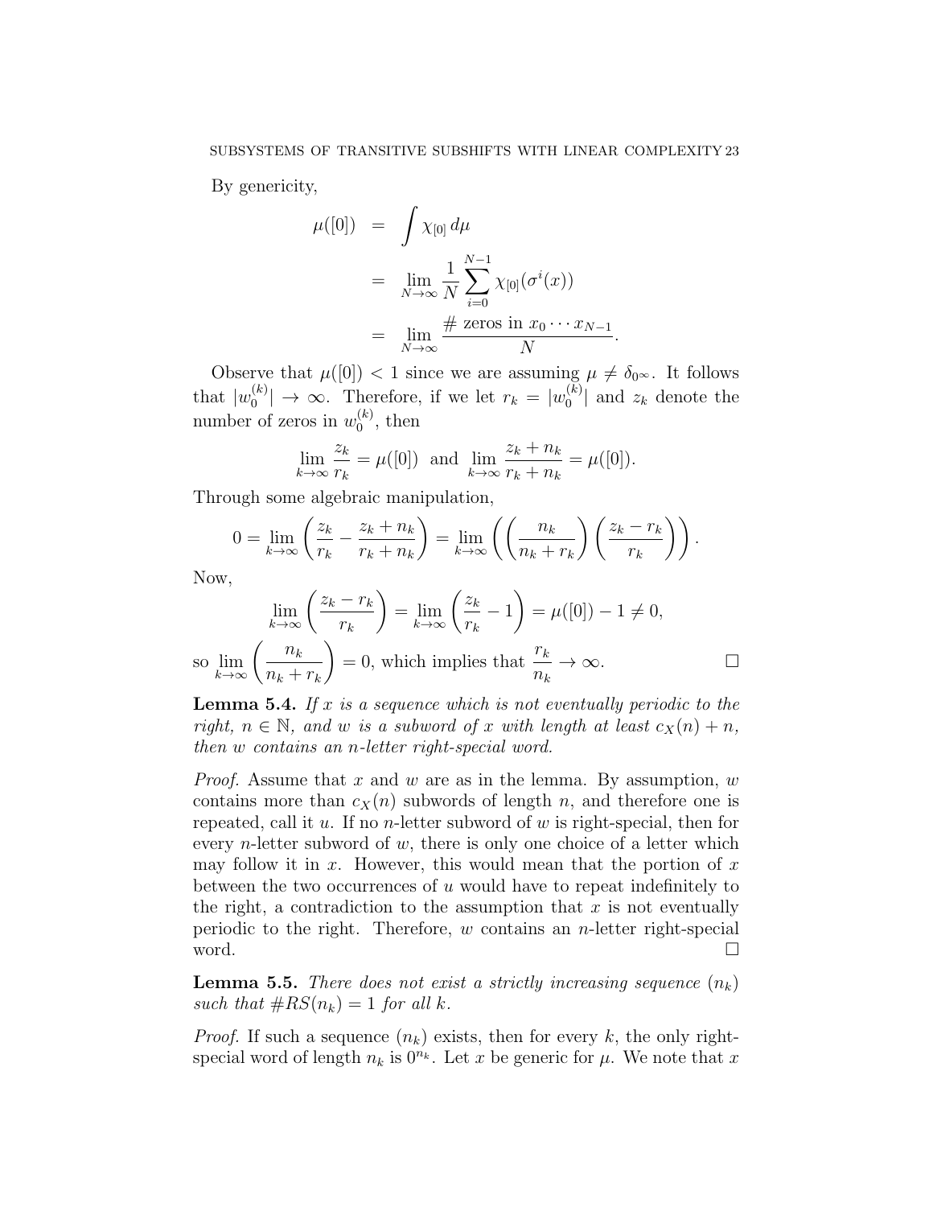By genericity,

$$\begin{aligned}
\mu([0]) &= \int \chi_{[0]}\, d\mu \\
&= \lim_{N\to\infty} \frac{1}{N} \sum_{i=0}^{N-1} \chi_{[0]}(\sigma^i(x)) \\
&= \lim_{N\to\infty} \frac{\#\text{ zeros in } x_0 \cdots x_{N-1}}{N}.
\end{aligned}$$

Observe that $\mu([0]) < 1$ since we are assuming $\mu \neq \delta_{0^\infty}$. It follows that $|w_0^{(k)}| \to \infty$. Therefore, if we let $r_k = |w_0^{(k)}|$ and $z_k$ denote the number of zeros in $w_0^{(k)}$, then

$$\lim_{k\to\infty} \frac{z_k}{r_k} = \mu([0]) \text{ and } \lim_{k\to\infty} \frac{z_k + n_k}{r_k + n_k} = \mu([0]).$$

Through some algebraic manipulation,

$$0 = \lim_{k\to\infty} \left( \frac{z_k}{r_k} - \frac{z_k+n_k}{r_k+n_k} \right) = \lim_{k\to\infty} \left( \left( \frac{n_k}{n_k+r_k} \right) \left( \frac{z_k - r_k}{r_k} \right) \right).$$

Now,

$$\lim_{k\to\infty} \left( \frac{z_k - r_k}{r_k} \right) = \lim_{k\to\infty} \left( \frac{z_k}{r_k} - 1 \right) = \mu([0]) - 1 \neq 0,$$

so $\lim_{k\to\infty} \left( \frac{n_k}{n_k+r_k} \right) = 0$, which implies that $\frac{r_k}{n_k} \to \infty$. □

**Lemma 5.4.** *If $x$ is a sequence which is not eventually periodic to the right, $n \in \mathbb{N}$, and $w$ is a subword of $x$ with length at least $c_X(n) + n$, then $w$ contains an $n$-letter right-special word.*

*Proof.* Assume that $x$ and $w$ are as in the lemma. By assumption, $w$ contains more than $c_X(n)$ subwords of length $n$, and therefore one is repeated, call it $u$. If no $n$-letter subword of $w$ is right-special, then for every $n$-letter subword of $w$, there is only one choice of a letter which may follow it in $x$. However, this would mean that the portion of $x$ between the two occurrences of $u$ would have to repeat indefinitely to the right, a contradiction to the assumption that $x$ is not eventually periodic to the right. Therefore, $w$ contains an $n$-letter right-special word. □

**Lemma 5.5.** *There does not exist a strictly increasing sequence $(n_k)$ such that $\#RS(n_k) = 1$ for all $k$.*

*Proof.* If such a sequence $(n_k)$ exists, then for every $k$, the only right-special word of length $n_k$ is $0^{n_k}$. Let $x$ be generic for $\mu$. We note that $x$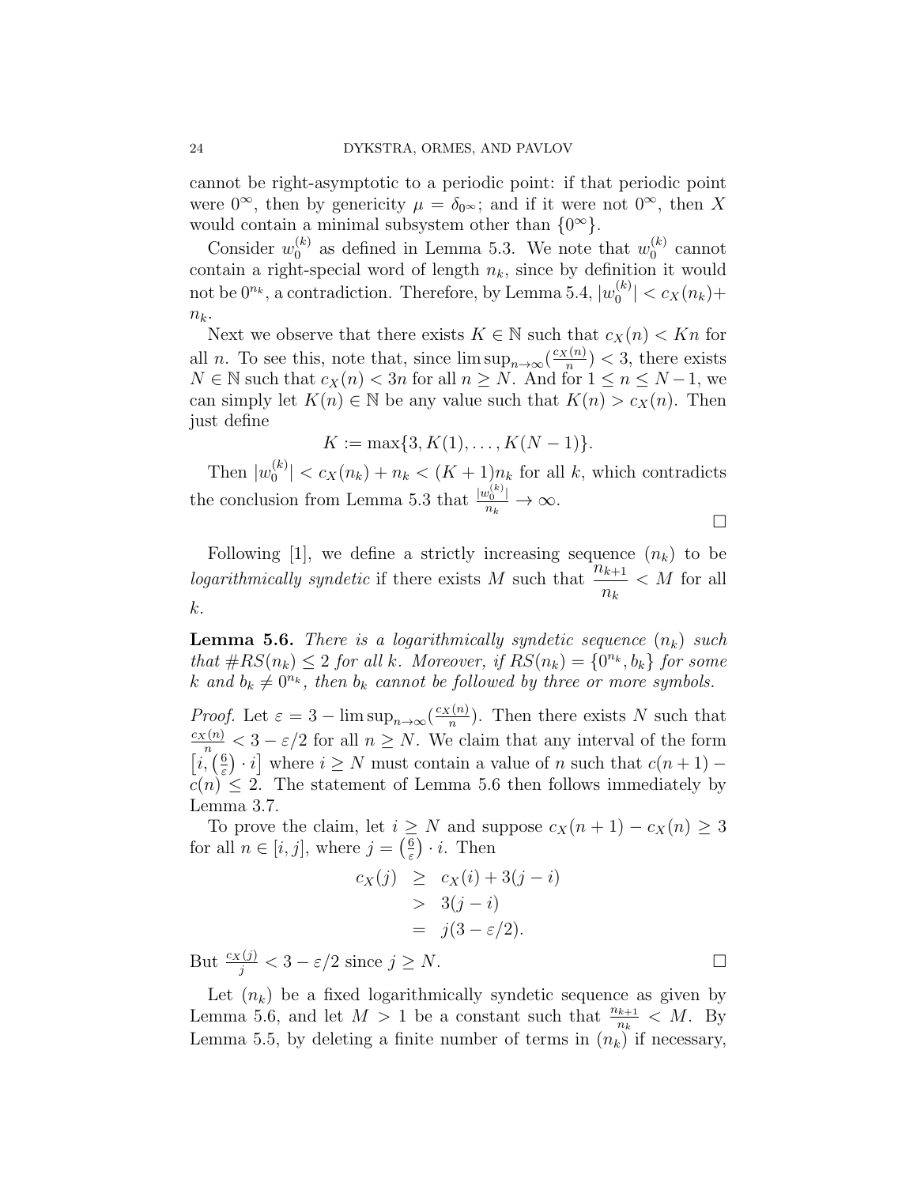cannot be right-asymptotic to a periodic point: if that periodic point were $0^\infty$, then by genericity $\mu = \delta_{0^\infty}$; and if it were not $0^\infty$, then $X$ would contain a minimal subsystem other than $\{0^\infty\}$.

Consider $w_0^{(k)}$ as defined in Lemma 5.3. We note that $w_0^{(k)}$ cannot contain a right-special word of length $n_k$, since by definition it would not be $0^{n_k}$, a contradiction. Therefore, by Lemma 5.4, $|w_0^{(k)}| < c_X(n_k) + n_k$.

Next we observe that there exists $K \in \mathbb{N}$ such that $c_X(n) < Kn$ for all $n$. To see this, note that, since $\limsup_{n\to\infty}(\frac{c_X(n)}{n}) < 3$, there exists $N \in \mathbb{N}$ such that $c_X(n) < 3n$ for all $n \geq N$. And for $1 \leq n \leq N-1$, we can simply let $K(n) \in \mathbb{N}$ be any value such that $K(n) > c_X(n)$. Then just define

$$K := \max\{3, K(1), \ldots, K(N-1)\}.$$

Then $|w_0^{(k)}| < c_X(n_k) + n_k < (K+1)n_k$ for all $k$, which contradicts the conclusion from Lemma 5.3 that $\frac{|w_0^{(k)}|}{n_k} \to \infty$.

$\square$

Following [1], we define a strictly increasing sequence $(n_k)$ to be *logarithmically syndetic* if there exists $M$ such that $\dfrac{n_{k+1}}{n_k} < M$ for all $k$.

**Lemma 5.6.** *There is a logarithmically syndetic sequence $(n_k)$ such that $\#RS(n_k) \leq 2$ for all $k$. Moreover, if $RS(n_k) = \{0^{n_k}, b_k\}$ for some $k$ and $b_k \neq 0^{n_k}$, then $b_k$ cannot be followed by three or more symbols.*

*Proof.* Let $\varepsilon = 3 - \limsup_{n\to\infty}(\frac{c_X(n)}{n})$. Then there exists $N$ such that $\frac{c_X(n)}{n} < 3 - \varepsilon/2$ for all $n \geq N$. We claim that any interval of the form $\left[i, \left(\frac{6}{\varepsilon}\right) \cdot i\right]$ where $i \geq N$ must contain a value of $n$ such that $c(n+1) - c(n) \leq 2$. The statement of Lemma 5.6 then follows immediately by Lemma 3.7.

To prove the claim, let $i \geq N$ and suppose $c_X(n+1) - c_X(n) \geq 3$ for all $n \in [i, j]$, where $j = \left(\frac{6}{\varepsilon}\right) \cdot i$. Then

$$\begin{aligned} c_X(j) &\geq c_X(i) + 3(j-i) \\ &> 3(j-i) \\ &= j(3 - \varepsilon/2). \end{aligned}$$

But $\frac{c_X(j)}{j} < 3 - \varepsilon/2$ since $j \geq N$. $\square$

Let $(n_k)$ be a fixed logarithmically syndetic sequence as given by Lemma 5.6, and let $M > 1$ be a constant such that $\frac{n_{k+1}}{n_k} < M$. By Lemma 5.5, by deleting a finite number of terms in $(n_k)$ if necessary,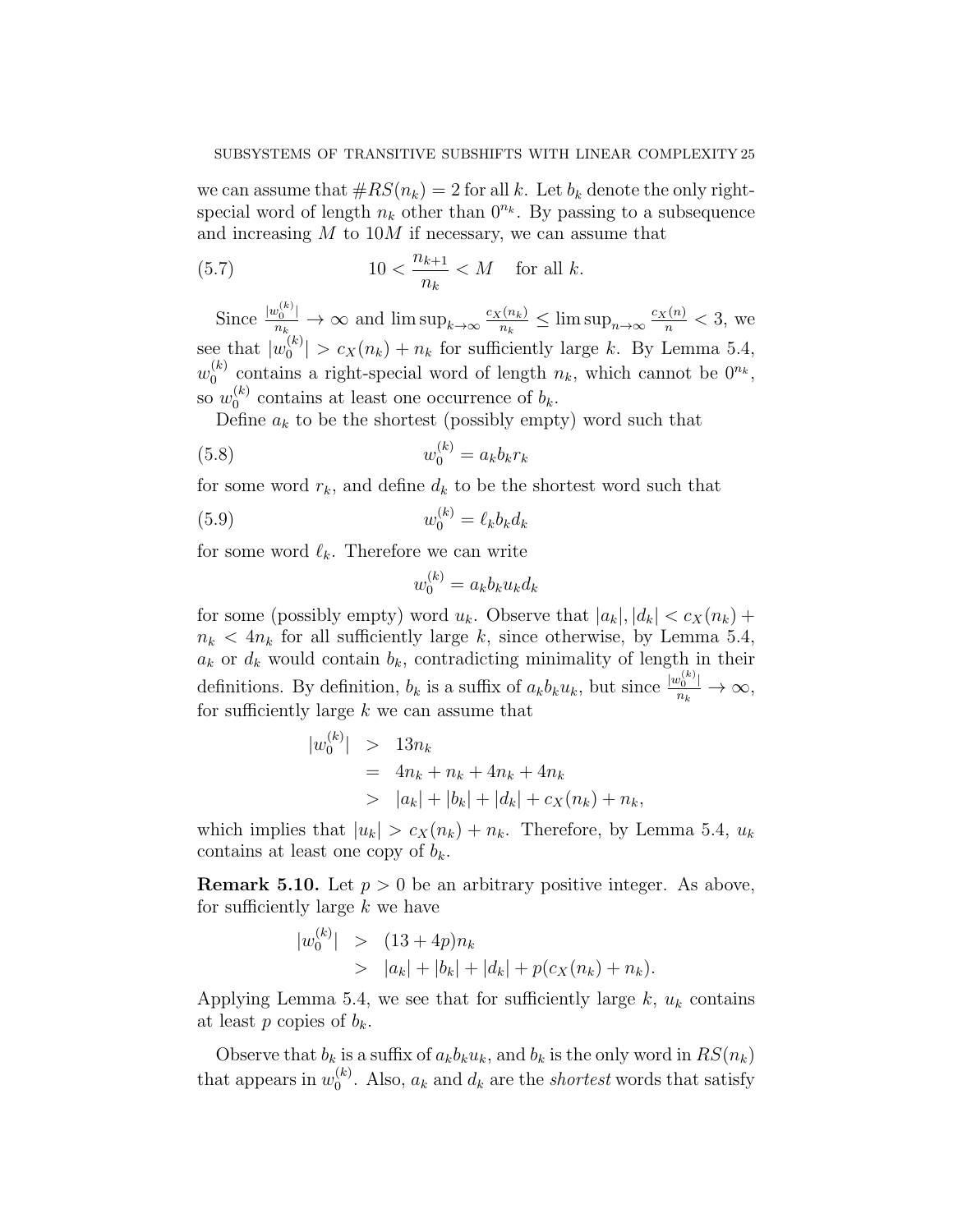we can assume that $\#RS(n_k) = 2$ for all $k$. Let $b_k$ denote the only right-special word of length $n_k$ other than $0^{n_k}$. By passing to a subsequence and increasing $M$ to $10M$ if necessary, we can assume that

$$10 < \frac{n_{k+1}}{n_k} < M \quad \text{for all } k. \tag{5.7}$$

Since $\frac{|w_0^{(k)}|}{n_k} \to \infty$ and $\limsup_{k\to\infty} \frac{c_X(n_k)}{n_k} \leq \limsup_{n\to\infty} \frac{c_X(n)}{n} < 3$, we see that $|w_0^{(k)}| > c_X(n_k) + n_k$ for sufficiently large $k$. By Lemma 5.4, $w_0^{(k)}$ contains a right-special word of length $n_k$, which cannot be $0^{n_k}$, so $w_0^{(k)}$ contains at least one occurrence of $b_k$.

Define $a_k$ to be the shortest (possibly empty) word such that

$$w_0^{(k)} = a_k b_k r_k \tag{5.8}$$

for some word $r_k$, and define $d_k$ to be the shortest word such that

$$w_0^{(k)} = \ell_k b_k d_k \tag{5.9}$$

for some word $\ell_k$. Therefore we can write

$$w_0^{(k)} = a_k b_k u_k d_k$$

for some (possibly empty) word $u_k$. Observe that $|a_k|, |d_k| < c_X(n_k) + n_k < 4n_k$ for all sufficiently large $k$, since otherwise, by Lemma 5.4, $a_k$ or $d_k$ would contain $b_k$, contradicting minimality of length in their definitions. By definition, $b_k$ is a suffix of $a_k b_k u_k$, but since $\frac{|w_0^{(k)}|}{n_k} \to \infty$, for sufficiently large $k$ we can assume that

$$\begin{aligned} |w_0^{(k)}| &> 13n_k \\ &= 4n_k + n_k + 4n_k + 4n_k \\ &> |a_k| + |b_k| + |d_k| + c_X(n_k) + n_k, \end{aligned}$$

which implies that $|u_k| > c_X(n_k) + n_k$. Therefore, by Lemma 5.4, $u_k$ contains at least one copy of $b_k$.

**Remark 5.10.** Let $p > 0$ be an arbitrary positive integer. As above, for sufficiently large $k$ we have

$$\begin{aligned} |w_0^{(k)}| &> (13 + 4p)n_k \\ &> |a_k| + |b_k| + |d_k| + p(c_X(n_k) + n_k). \end{aligned}$$

Applying Lemma 5.4, we see that for sufficiently large $k$, $u_k$ contains at least $p$ copies of $b_k$.

Observe that $b_k$ is a suffix of $a_k b_k u_k$, and $b_k$ is the only word in $RS(n_k)$ that appears in $w_0^{(k)}$. Also, $a_k$ and $d_k$ are the *shortest* words that satisfy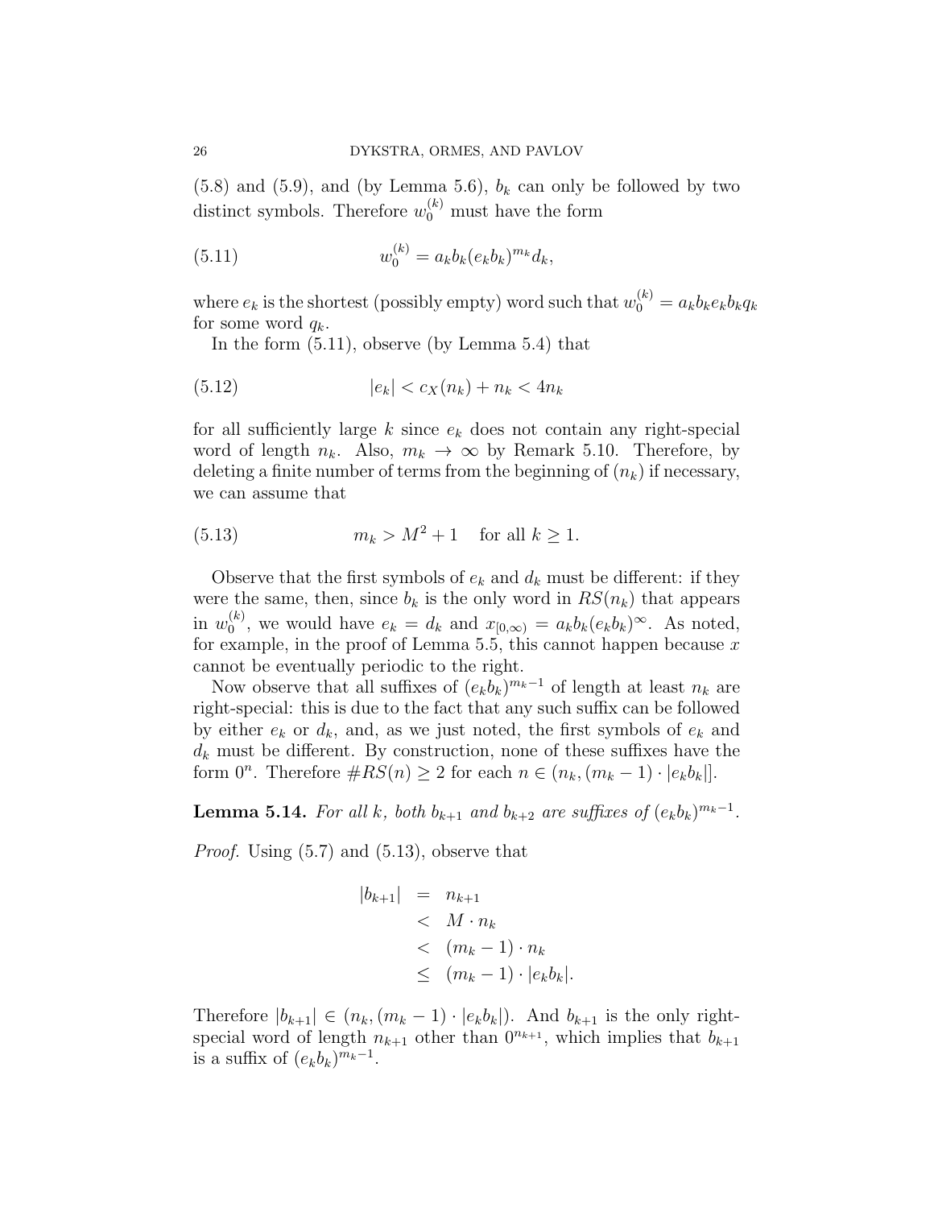(5.8) and (5.9), and (by Lemma 5.6), $b_k$ can only be followed by two distinct symbols. Therefore $w_0^{(k)}$ must have the form

$$w_0^{(k)} = a_k b_k (e_k b_k)^{m_k} d_k, \tag{5.11}$$

where $e_k$ is the shortest (possibly empty) word such that $w_0^{(k)} = a_k b_k e_k b_k q_k$ for some word $q_k$.

In the form (5.11), observe (by Lemma 5.4) that

$$|e_k| < c_X(n_k) + n_k < 4n_k \tag{5.12}$$

for all sufficiently large $k$ since $e_k$ does not contain any right-special word of length $n_k$. Also, $m_k \to \infty$ by Remark 5.10. Therefore, by deleting a finite number of terms from the beginning of $(n_k)$ if necessary, we can assume that

$$m_k > M^2 + 1 \quad \text{for all } k \geq 1. \tag{5.13}$$

Observe that the first symbols of $e_k$ and $d_k$ must be different: if they were the same, then, since $b_k$ is the only word in $RS(n_k)$ that appears in $w_0^{(k)}$, we would have $e_k = d_k$ and $x_{[0,\infty)} = a_k b_k (e_k b_k)^\infty$. As noted, for example, in the proof of Lemma 5.5, this cannot happen because $x$ cannot be eventually periodic to the right.

Now observe that all suffixes of $(e_k b_k)^{m_k - 1}$ of length at least $n_k$ are right-special: this is due to the fact that any such suffix can be followed by either $e_k$ or $d_k$, and, as we just noted, the first symbols of $e_k$ and $d_k$ must be different. By construction, none of these suffixes have the form $0^n$. Therefore $\#RS(n) \geq 2$ for each $n \in (n_k, (m_k - 1) \cdot |e_k b_k|]$.

**Lemma 5.14.** *For all $k$, both $b_{k+1}$ and $b_{k+2}$ are suffixes of $(e_k b_k)^{m_k - 1}$.*

*Proof.* Using (5.7) and (5.13), observe that

$$\begin{aligned}
|b_{k+1}| &= n_{k+1} \\
&< M \cdot n_k \\
&< (m_k - 1) \cdot n_k \\
&\leq (m_k - 1) \cdot |e_k b_k|.
\end{aligned}$$

Therefore $|b_{k+1}| \in (n_k, (m_k - 1) \cdot |e_k b_k|)$. And $b_{k+1}$ is the only right-special word of length $n_{k+1}$ other than $0^{n_{k+1}}$, which implies that $b_{k+1}$ is a suffix of $(e_k b_k)^{m_k - 1}$.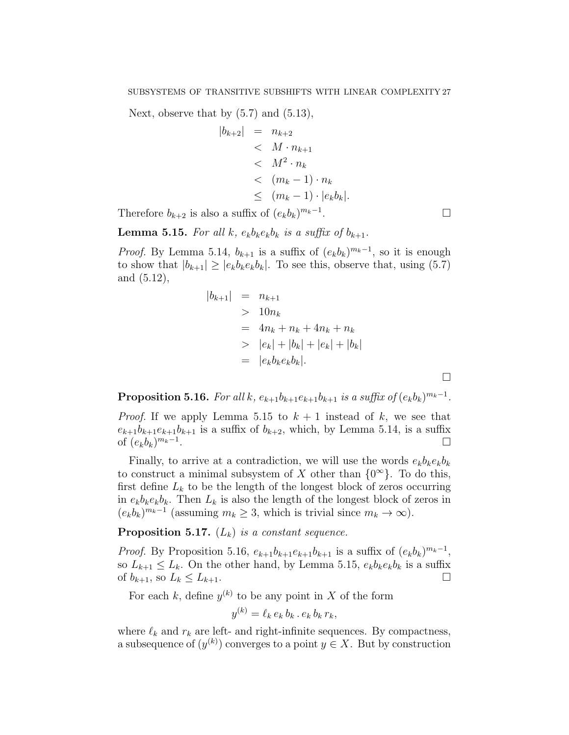Next, observe that by (5.7) and (5.13),

$$\begin{aligned}
|b_{k+2}| &= n_{k+2} \\
&< M \cdot n_{k+1} \\
&< M^2 \cdot n_k \\
&< (m_k - 1) \cdot n_k \\
&\leq (m_k - 1) \cdot |e_k b_k|.
\end{aligned}$$

Therefore $b_{k+2}$ is also a suffix of $(e_k b_k)^{m_k - 1}$. □

**Lemma 5.15.** *For all $k$, $e_k b_k e_k b_k$ is a suffix of $b_{k+1}$.*

*Proof.* By Lemma 5.14, $b_{k+1}$ is a suffix of $(e_k b_k)^{m_k - 1}$, so it is enough to show that $|b_{k+1}| \geq |e_k b_k e_k b_k|$. To see this, observe that, using (5.7) and (5.12),

$$\begin{aligned}
|b_{k+1}| &= n_{k+1} \\
&> 10 n_k \\
&= 4n_k + n_k + 4n_k + n_k \\
&> |e_k| + |b_k| + |e_k| + |b_k| \\
&= |e_k b_k e_k b_k|.
\end{aligned}$$

□

**Proposition 5.16.** *For all $k$, $e_{k+1} b_{k+1} e_{k+1} b_{k+1}$ is a suffix of $(e_k b_k)^{m_k - 1}$.*

*Proof.* If we apply Lemma 5.15 to $k+1$ instead of $k$, we see that $e_{k+1} b_{k+1} e_{k+1} b_{k+1}$ is a suffix of $b_{k+2}$, which, by Lemma 5.14, is a suffix of $(e_k b_k)^{m_k - 1}$. □

Finally, to arrive at a contradiction, we will use the words $e_k b_k e_k b_k$ to construct a minimal subsystem of $X$ other than $\{0^\infty\}$. To do this, first define $L_k$ to be the length of the longest block of zeros occurring in $e_k b_k e_k b_k$. Then $L_k$ is also the length of the longest block of zeros in $(e_k b_k)^{m_k - 1}$ (assuming $m_k \geq 3$, which is trivial since $m_k \to \infty$).

**Proposition 5.17.** *$(L_k)$ is a constant sequence.*

*Proof.* By Proposition 5.16, $e_{k+1} b_{k+1} e_{k+1} b_{k+1}$ is a suffix of $(e_k b_k)^{m_k - 1}$, so $L_{k+1} \leq L_k$. On the other hand, by Lemma 5.15, $e_k b_k e_k b_k$ is a suffix of $b_{k+1}$, so $L_k \leq L_{k+1}$. □

For each $k$, define $y^{(k)}$ to be any point in $X$ of the form

$$y^{(k)} = \ell_k \, e_k \, b_k \, . \, e_k \, b_k \, r_k,$$

where $\ell_k$ and $r_k$ are left- and right-infinite sequences. By compactness, a subsequence of $(y^{(k)})$ converges to a point $y \in X$. But by construction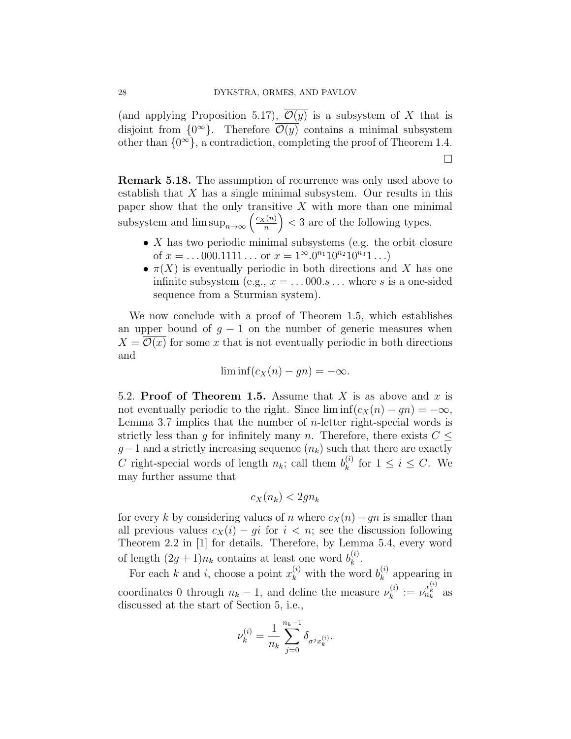(and applying Proposition 5.17), $\overline{\mathcal{O}(y)}$ is a subsystem of $X$ that is disjoint from $\{0^\infty\}$. Therefore $\overline{\mathcal{O}(y)}$ contains a minimal subsystem other than $\{0^\infty\}$, a contradiction, completing the proof of Theorem 1.4. □

**Remark 5.18.** The assumption of recurrence was only used above to establish that $X$ has a single minimal subsystem. Our results in this paper show that the only transitive $X$ with more than one minimal subsystem and $\limsup_{n\to\infty}\left(\frac{c_X(n)}{n}\right) < 3$ are of the following types.

- $X$ has two periodic minimal subsystems (e.g. the orbit closure of $x = \ldots 000.1111\ldots$ or $x = 1^\infty.0^{n_1}10^{n_2}10^{n_3}1\ldots$)
- $\pi(X)$ is eventually periodic in both directions and $X$ has one infinite subsystem (e.g., $x = \ldots 000.s\ldots$ where $s$ is a one-sided sequence from a Sturmian system).

We now conclude with a proof of Theorem 1.5, which establishes an upper bound of $g - 1$ on the number of generic measures when $X = \overline{\mathcal{O}(x)}$ for some $x$ that is not eventually periodic in both directions and

$$\liminf(c_X(n) - gn) = -\infty.$$

5.2. **Proof of Theorem 1.5.** Assume that $X$ is as above and $x$ is not eventually periodic to the right. Since $\liminf(c_X(n) - gn) = -\infty$, Lemma 3.7 implies that the number of $n$-letter right-special words is strictly less than $g$ for infinitely many $n$. Therefore, there exists $C \leq g-1$ and a strictly increasing sequence $(n_k)$ such that there are exactly $C$ right-special words of length $n_k$; call them $b_k^{(i)}$ for $1 \leq i \leq C$. We may further assume that

$$c_X(n_k) < 2gn_k$$

for every $k$ by considering values of $n$ where $c_X(n) - gn$ is smaller than all previous values $c_X(i) - gi$ for $i < n$; see the discussion following Theorem 2.2 in [1] for details. Therefore, by Lemma 5.4, every word of length $(2g+1)n_k$ contains at least one word $b_k^{(i)}$.

For each $k$ and $i$, choose a point $x_k^{(i)}$ with the word $b_k^{(i)}$ appearing in coordinates 0 through $n_k - 1$, and define the measure $\nu_k^{(i)} := \nu_{n_k}^{x_k^{(i)}}$ as discussed at the start of Section 5, i.e.,

$$\nu_k^{(i)} = \frac{1}{n_k}\sum_{j=0}^{n_k-1}\delta_{\sigma^j x_k^{(i)}}.$$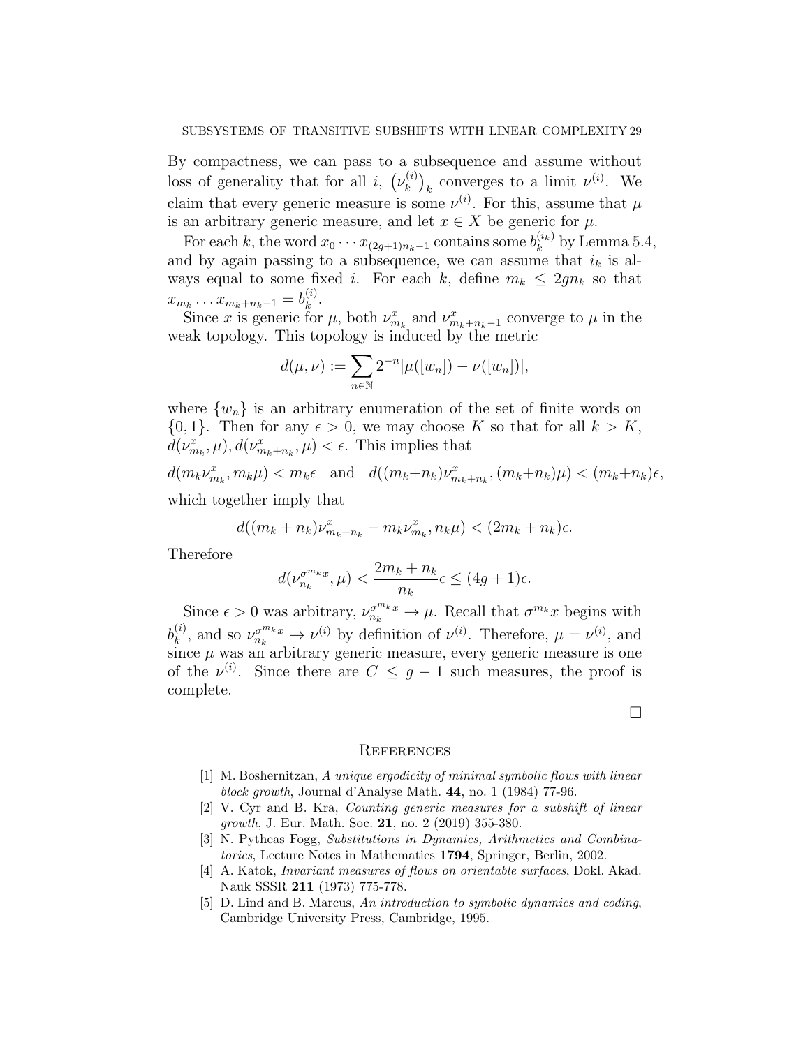By compactness, we can pass to a subsequence and assume without loss of generality that for all $i$, $\left(\nu_k^{(i)}\right)_k$ converges to a limit $\nu^{(i)}$. We claim that every generic measure is some $\nu^{(i)}$. For this, assume that $\mu$ is an arbitrary generic measure, and let $x \in X$ be generic for $\mu$.

For each $k$, the word $x_0 \cdots x_{(2g+1)n_k - 1}$ contains some $b_k^{(i_k)}$ by Lemma 5.4, and by again passing to a subsequence, we can assume that $i_k$ is always equal to some fixed $i$. For each $k$, define $m_k \leq 2gn_k$ so that $x_{m_k} \dots x_{m_k+n_k-1} = b_k^{(i)}$.

Since $x$ is generic for $\mu$, both $\nu_{m_k}^x$ and $\nu_{m_k+n_k-1}^x$ converge to $\mu$ in the weak topology. This topology is induced by the metric

$$d(\mu, \nu) := \sum_{n \in \mathbb{N}} 2^{-n} |\mu([w_n]) - \nu([w_n])|,$$

where $\{w_n\}$ is an arbitrary enumeration of the set of finite words on $\{0, 1\}$. Then for any $\epsilon > 0$, we may choose $K$ so that for all $k > K$, $d(\nu_{m_k}^x, \mu), d(\nu_{m_k+n_k}^x, \mu) < \epsilon$. This implies that

$$d(m_k \nu_{m_k}^x, m_k \mu) < m_k \epsilon \quad \text{and} \quad d((m_k + n_k)\nu_{m_k+n_k}^x, (m_k + n_k)\mu) < (m_k + n_k)\epsilon,$$

which together imply that

$$d((m_k + n_k)\nu_{m_k+n_k}^x - m_k \nu_{m_k}^x, n_k \mu) < (2m_k + n_k)\epsilon.$$

Therefore

$$d(\nu_{n_k}^{\sigma^{m_k} x}, \mu) < \frac{2m_k + n_k}{n_k} \epsilon \leq (4g + 1)\epsilon.$$

Since $\epsilon > 0$ was arbitrary, $\nu_{n_k}^{\sigma^{m_k} x} \to \mu$. Recall that $\sigma^{m_k} x$ begins with $b_k^{(i)}$, and so $\nu_{n_k}^{\sigma^{m_k} x} \to \nu^{(i)}$ by definition of $\nu^{(i)}$. Therefore, $\mu = \nu^{(i)}$, and since $\mu$ was an arbitrary generic measure, every generic measure is one of the $\nu^{(i)}$. Since there are $C \leq g - 1$ such measures, the proof is complete.

□

## References

[1] M. Boshernitzan, *A unique ergodicity of minimal symbolic flows with linear block growth*, Journal d'Analyse Math. **44**, no. 1 (1984) 77-96.

[2] V. Cyr and B. Kra, *Counting generic measures for a subshift of linear growth*, J. Eur. Math. Soc. **21**, no. 2 (2019) 355-380.

[3] N. Pytheas Fogg, *Substitutions in Dynamics, Arithmetics and Combinatorics*, Lecture Notes in Mathematics **1794**, Springer, Berlin, 2002.

[4] A. Katok, *Invariant measures of flows on orientable surfaces*, Dokl. Akad. Nauk SSSR **211** (1973) 775-778.

[5] D. Lind and B. Marcus, *An introduction to symbolic dynamics and coding*, Cambridge University Press, Cambridge, 1995.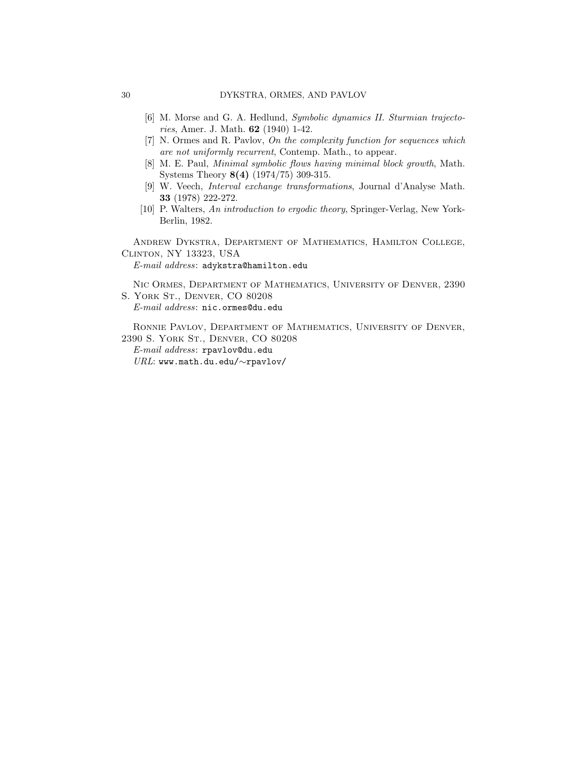[6] M. Morse and G. A. Hedlund, *Symbolic dynamics II. Sturmian trajectories*, Amer. J. Math. **62** (1940) 1-42.

[7] N. Ormes and R. Pavlov, *On the complexity function for sequences which are not uniformly recurrent*, Contemp. Math., to appear.

[8] M. E. Paul, *Minimal symbolic flows having minimal block growth*, Math. Systems Theory **8(4)** (1974/75) 309-315.

[9] W. Veech, *Interval exchange transformations*, Journal d'Analyse Math. **33** (1978) 222-272.

[10] P. Walters, *An introduction to ergodic theory*, Springer-Verlag, New York-Berlin, 1982.

Andrew Dykstra, Department of Mathematics, Hamilton College, Clinton, NY 13323, USA

*E-mail address*: `adykstra@hamilton.edu`

Nic Ormes, Department of Mathematics, University of Denver, 2390 S. York St., Denver, CO 80208

*E-mail address*: `nic.ormes@du.edu`

Ronnie Pavlov, Department of Mathematics, University of Denver, 2390 S. York St., Denver, CO 80208

*E-mail address*: `rpavlov@du.edu`

*URL*: `www.math.du.edu/~rpavlov/`